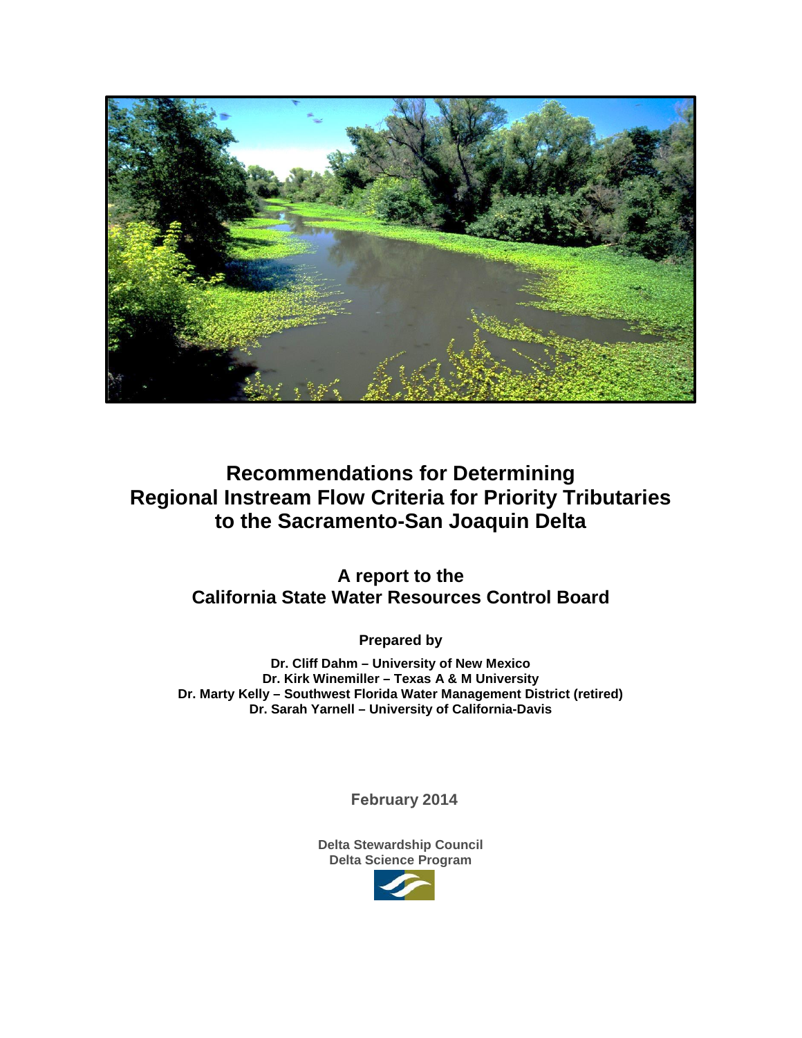# Recommendations for Determining Regional Instream Flow Criteria for Priority Tributaries to the Sacramento-San Joaquin Delta

## A report to the California State Water Resources Control Board

**Prepared by**

**Dr. Cliff Dahm – University of New Mexico**
**Dr. Kirk Winemiller – Texas A & M University**
**Dr. Marty Kelly – Southwest Florida Water Management District (retired)**
**Dr. Sarah Yarnell – University of California-Davis**

**February 2014**

**Delta Stewardship Council**
**Delta Science Program**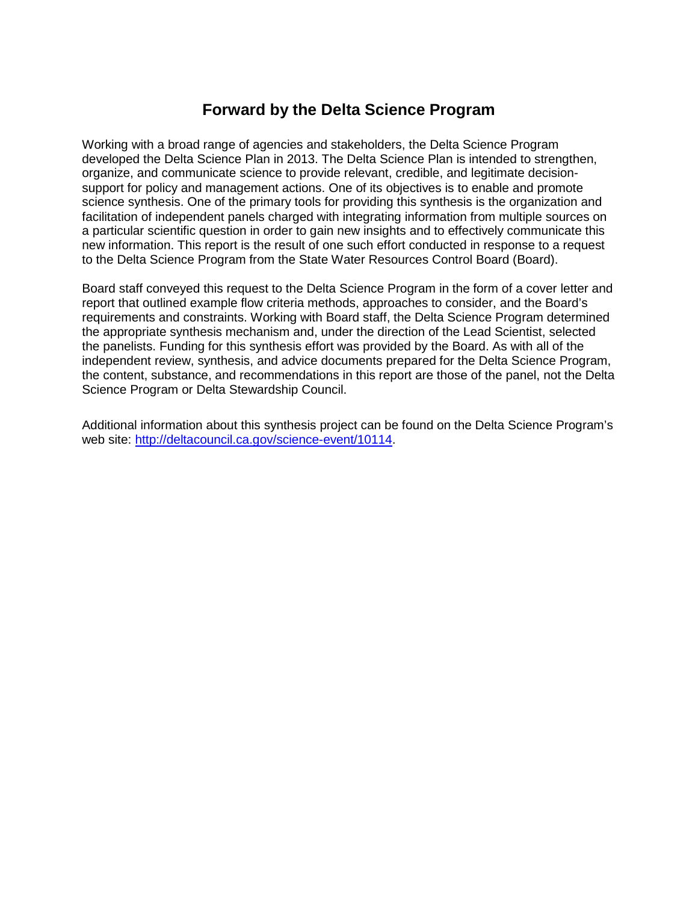# Forward by the Delta Science Program

Working with a broad range of agencies and stakeholders, the Delta Science Program developed the Delta Science Plan in 2013. The Delta Science Plan is intended to strengthen, organize, and communicate science to provide relevant, credible, and legitimate decision-support for policy and management actions. One of its objectives is to enable and promote science synthesis. One of the primary tools for providing this synthesis is the organization and facilitation of independent panels charged with integrating information from multiple sources on a particular scientific question in order to gain new insights and to effectively communicate this new information. This report is the result of one such effort conducted in response to a request to the Delta Science Program from the State Water Resources Control Board (Board).

Board staff conveyed this request to the Delta Science Program in the form of a cover letter and report that outlined example flow criteria methods, approaches to consider, and the Board's requirements and constraints. Working with Board staff, the Delta Science Program determined the appropriate synthesis mechanism and, under the direction of the Lead Scientist, selected the panelists. Funding for this synthesis effort was provided by the Board. As with all of the independent review, synthesis, and advice documents prepared for the Delta Science Program, the content, substance, and recommendations in this report are those of the panel, not the Delta Science Program or Delta Stewardship Council.

Additional information about this synthesis project can be found on the Delta Science Program's web site: [http://deltacouncil.ca.gov/science-event/10114](http://deltacouncil.ca.gov/science-event/10114).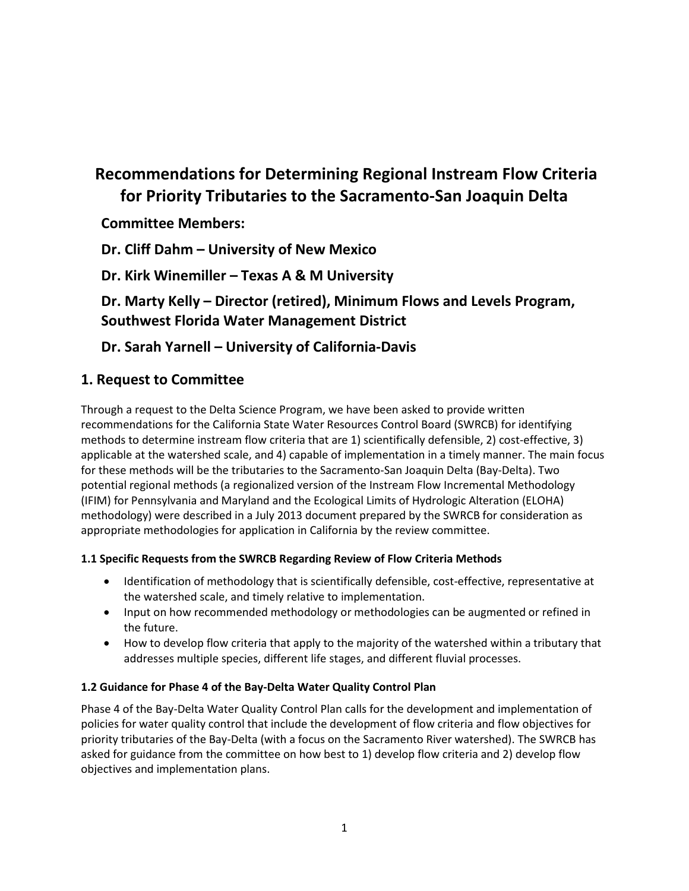# Recommendations for Determining Regional Instream Flow Criteria for Priority Tributaries to the Sacramento-San Joaquin Delta

**Committee Members:**

**Dr. Cliff Dahm – University of New Mexico**

**Dr. Kirk Winemiller – Texas A & M University**

**Dr. Marty Kelly – Director (retired), Minimum Flows and Levels Program, Southwest Florida Water Management District**

**Dr. Sarah Yarnell – University of California-Davis**

## 1. Request to Committee

Through a request to the Delta Science Program, we have been asked to provide written recommendations for the California State Water Resources Control Board (SWRCB) for identifying methods to determine instream flow criteria that are 1) scientifically defensible, 2) cost-effective, 3) applicable at the watershed scale, and 4) capable of implementation in a timely manner. The main focus for these methods will be the tributaries to the Sacramento-San Joaquin Delta (Bay-Delta). Two potential regional methods (a regionalized version of the Instream Flow Incremental Methodology (IFIM) for Pennsylvania and Maryland and the Ecological Limits of Hydrologic Alteration (ELOHA) methodology) were described in a July 2013 document prepared by the SWRCB for consideration as appropriate methodologies for application in California by the review committee.

#### 1.1 Specific Requests from the SWRCB Regarding Review of Flow Criteria Methods

- Identification of methodology that is scientifically defensible, cost-effective, representative at the watershed scale, and timely relative to implementation.
- Input on how recommended methodology or methodologies can be augmented or refined in the future.
- How to develop flow criteria that apply to the majority of the watershed within a tributary that addresses multiple species, different life stages, and different fluvial processes.

#### 1.2 Guidance for Phase 4 of the Bay-Delta Water Quality Control Plan

Phase 4 of the Bay-Delta Water Quality Control Plan calls for the development and implementation of policies for water quality control that include the development of flow criteria and flow objectives for priority tributaries of the Bay-Delta (with a focus on the Sacramento River watershed). The SWRCB has asked for guidance from the committee on how best to 1) develop flow criteria and 2) develop flow objectives and implementation plans.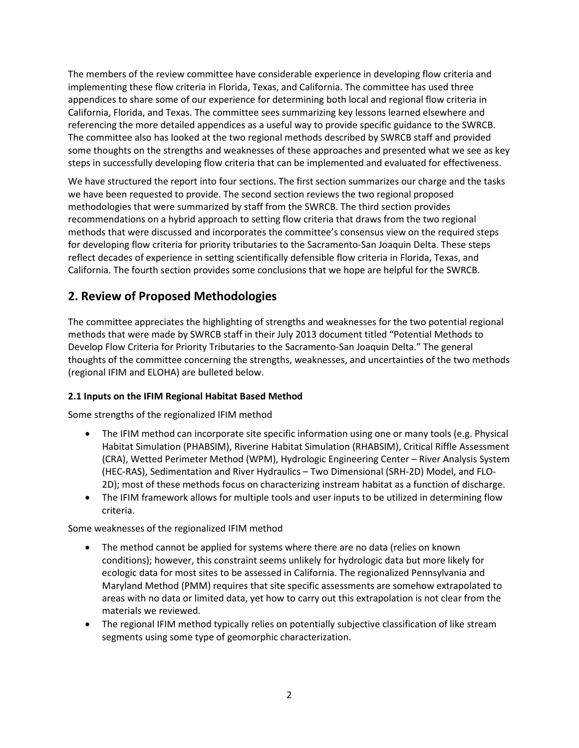The members of the review committee have considerable experience in developing flow criteria and implementing these flow criteria in Florida, Texas, and California. The committee has used three appendices to share some of our experience for determining both local and regional flow criteria in California, Florida, and Texas. The committee sees summarizing key lessons learned elsewhere and referencing the more detailed appendices as a useful way to provide specific guidance to the SWRCB. The committee also has looked at the two regional methods described by SWRCB staff and provided some thoughts on the strengths and weaknesses of these approaches and presented what we see as key steps in successfully developing flow criteria that can be implemented and evaluated for effectiveness.

We have structured the report into four sections. The first section summarizes our charge and the tasks we have been requested to provide. The second section reviews the two regional proposed methodologies that were summarized by staff from the SWRCB. The third section provides recommendations on a hybrid approach to setting flow criteria that draws from the two regional methods that were discussed and incorporates the committee's consensus view on the required steps for developing flow criteria for priority tributaries to the Sacramento-San Joaquin Delta. These steps reflect decades of experience in setting scientifically defensible flow criteria in Florida, Texas, and California. The fourth section provides some conclusions that we hope are helpful for the SWRCB.

## 2. Review of Proposed Methodologies

The committee appreciates the highlighting of strengths and weaknesses for the two potential regional methods that were made by SWRCB staff in their July 2013 document titled "Potential Methods to Develop Flow Criteria for Priority Tributaries to the Sacramento-San Joaquin Delta." The general thoughts of the committee concerning the strengths, weaknesses, and uncertainties of the two methods (regional IFIM and ELOHA) are bulleted below.

### 2.1 Inputs on the IFIM Regional Habitat Based Method

Some strengths of the regionalized IFIM method

- The IFIM method can incorporate site specific information using one or many tools (e.g. Physical Habitat Simulation (PHABSIM), Riverine Habitat Simulation (RHABSIM), Critical Riffle Assessment (CRA), Wetted Perimeter Method (WPM), Hydrologic Engineering Center – River Analysis System (HEC-RAS), Sedimentation and River Hydraulics – Two Dimensional (SRH-2D) Model, and FLO-2D); most of these methods focus on characterizing instream habitat as a function of discharge.
- The IFIM framework allows for multiple tools and user inputs to be utilized in determining flow criteria.

Some weaknesses of the regionalized IFIM method

- The method cannot be applied for systems where there are no data (relies on known conditions); however, this constraint seems unlikely for hydrologic data but more likely for ecologic data for most sites to be assessed in California. The regionalized Pennsylvania and Maryland Method (PMM) requires that site specific assessments are somehow extrapolated to areas with no data or limited data, yet how to carry out this extrapolation is not clear from the materials we reviewed.
- The regional IFIM method typically relies on potentially subjective classification of like stream segments using some type of geomorphic characterization.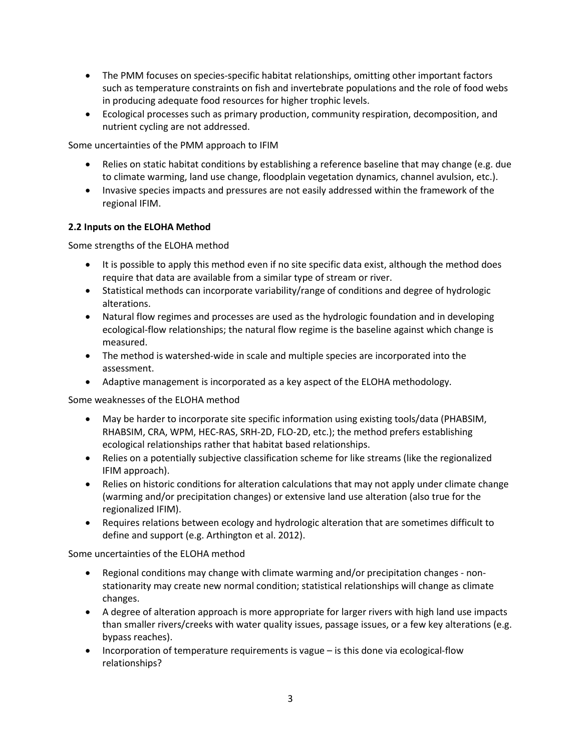- The PMM focuses on species-specific habitat relationships, omitting other important factors such as temperature constraints on fish and invertebrate populations and the role of food webs in producing adequate food resources for higher trophic levels.
- Ecological processes such as primary production, community respiration, decomposition, and nutrient cycling are not addressed.

Some uncertainties of the PMM approach to IFIM

- Relies on static habitat conditions by establishing a reference baseline that may change (e.g. due to climate warming, land use change, floodplain vegetation dynamics, channel avulsion, etc.).
- Invasive species impacts and pressures are not easily addressed within the framework of the regional IFIM.

### 2.2 Inputs on the ELOHA Method

Some strengths of the ELOHA method

- It is possible to apply this method even if no site specific data exist, although the method does require that data are available from a similar type of stream or river.
- Statistical methods can incorporate variability/range of conditions and degree of hydrologic alterations.
- Natural flow regimes and processes are used as the hydrologic foundation and in developing ecological-flow relationships; the natural flow regime is the baseline against which change is measured.
- The method is watershed-wide in scale and multiple species are incorporated into the assessment.
- Adaptive management is incorporated as a key aspect of the ELOHA methodology.

Some weaknesses of the ELOHA method

- May be harder to incorporate site specific information using existing tools/data (PHABSIM, RHABSIM, CRA, WPM, HEC-RAS, SRH-2D, FLO-2D, etc.); the method prefers establishing ecological relationships rather that habitat based relationships.
- Relies on a potentially subjective classification scheme for like streams (like the regionalized IFIM approach).
- Relies on historic conditions for alteration calculations that may not apply under climate change (warming and/or precipitation changes) or extensive land use alteration (also true for the regionalized IFIM).
- Requires relations between ecology and hydrologic alteration that are sometimes difficult to define and support (e.g. Arthington et al. 2012).

Some uncertainties of the ELOHA method

- Regional conditions may change with climate warming and/or precipitation changes - non-stationarity may create new normal condition; statistical relationships will change as climate changes.
- A degree of alteration approach is more appropriate for larger rivers with high land use impacts than smaller rivers/creeks with water quality issues, passage issues, or a few key alterations (e.g. bypass reaches).
- Incorporation of temperature requirements is vague – is this done via ecological-flow relationships?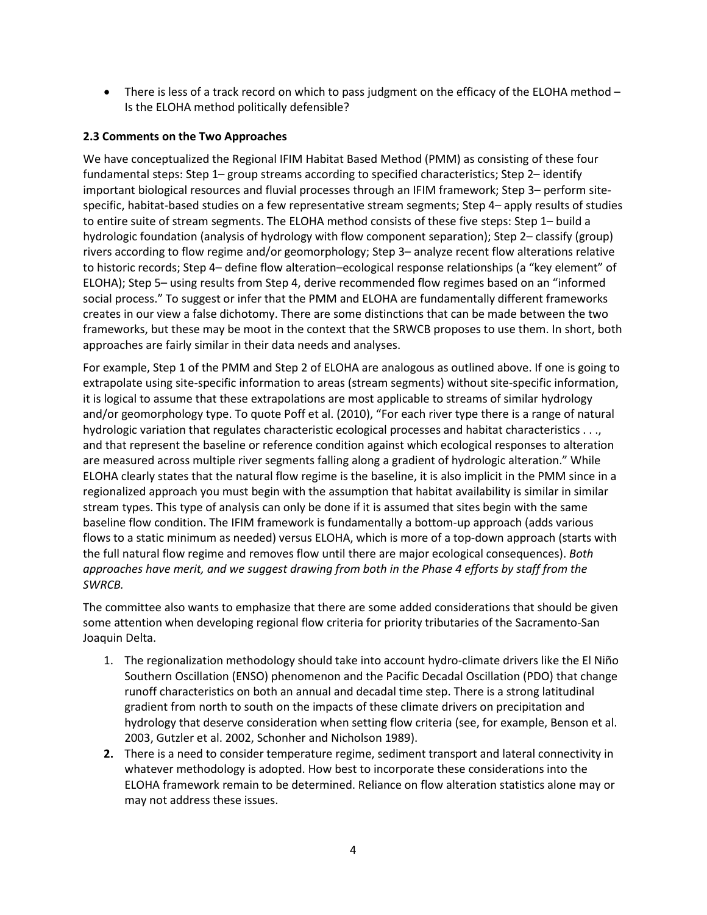- There is less of a track record on which to pass judgment on the efficacy of the ELOHA method – Is the ELOHA method politically defensible?

### 2.3 Comments on the Two Approaches

We have conceptualized the Regional IFIM Habitat Based Method (PMM) as consisting of these four fundamental steps: Step 1– group streams according to specified characteristics; Step 2– identify important biological resources and fluvial processes through an IFIM framework; Step 3– perform site-specific, habitat-based studies on a few representative stream segments; Step 4– apply results of studies to entire suite of stream segments. The ELOHA method consists of these five steps: Step 1– build a hydrologic foundation (analysis of hydrology with flow component separation); Step 2– classify (group) rivers according to flow regime and/or geomorphology; Step 3– analyze recent flow alterations relative to historic records; Step 4– define flow alteration–ecological response relationships (a "key element" of ELOHA); Step 5– using results from Step 4, derive recommended flow regimes based on an "informed social process." To suggest or infer that the PMM and ELOHA are fundamentally different frameworks creates in our view a false dichotomy. There are some distinctions that can be made between the two frameworks, but these may be moot in the context that the SRWCB proposes to use them. In short, both approaches are fairly similar in their data needs and analyses.

For example, Step 1 of the PMM and Step 2 of ELOHA are analogous as outlined above. If one is going to extrapolate using site-specific information to areas (stream segments) without site-specific information, it is logical to assume that these extrapolations are most applicable to streams of similar hydrology and/or geomorphology type. To quote Poff et al. (2010), "For each river type there is a range of natural hydrologic variation that regulates characteristic ecological processes and habitat characteristics . . ., and that represent the baseline or reference condition against which ecological responses to alteration are measured across multiple river segments falling along a gradient of hydrologic alteration." While ELOHA clearly states that the natural flow regime is the baseline, it is also implicit in the PMM since in a regionalized approach you must begin with the assumption that habitat availability is similar in similar stream types. This type of analysis can only be done if it is assumed that sites begin with the same baseline flow condition. The IFIM framework is fundamentally a bottom-up approach (adds various flows to a static minimum as needed) versus ELOHA, which is more of a top-down approach (starts with the full natural flow regime and removes flow until there are major ecological consequences). *Both approaches have merit, and we suggest drawing from both in the Phase 4 efforts by staff from the SWRCB.*

The committee also wants to emphasize that there are some added considerations that should be given some attention when developing regional flow criteria for priority tributaries of the Sacramento-San Joaquin Delta.

1. The regionalization methodology should take into account hydro-climate drivers like the El Niño Southern Oscillation (ENSO) phenomenon and the Pacific Decadal Oscillation (PDO) that change runoff characteristics on both an annual and decadal time step. There is a strong latitudinal gradient from north to south on the impacts of these climate drivers on precipitation and hydrology that deserve consideration when setting flow criteria (see, for example, Benson et al. 2003, Gutzler et al. 2002, Schonher and Nicholson 1989).
2. There is a need to consider temperature regime, sediment transport and lateral connectivity in whatever methodology is adopted. How best to incorporate these considerations into the ELOHA framework remain to be determined. Reliance on flow alteration statistics alone may or may not address these issues.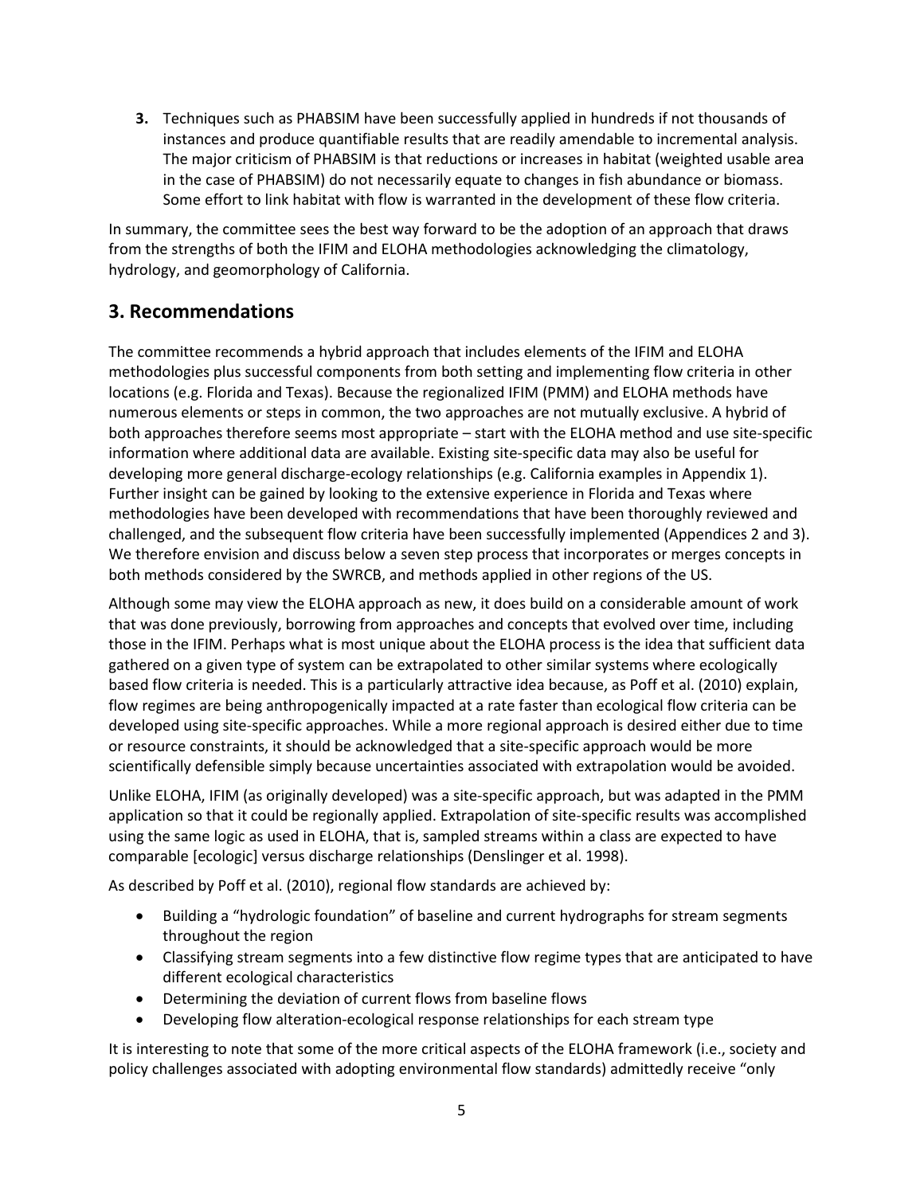3. Techniques such as PHABSIM have been successfully applied in hundreds if not thousands of instances and produce quantifiable results that are readily amendable to incremental analysis. The major criticism of PHABSIM is that reductions or increases in habitat (weighted usable area in the case of PHABSIM) do not necessarily equate to changes in fish abundance or biomass. Some effort to link habitat with flow is warranted in the development of these flow criteria.

In summary, the committee sees the best way forward to be the adoption of an approach that draws from the strengths of both the IFIM and ELOHA methodologies acknowledging the climatology, hydrology, and geomorphology of California.

## 3. Recommendations

The committee recommends a hybrid approach that includes elements of the IFIM and ELOHA methodologies plus successful components from both setting and implementing flow criteria in other locations (e.g. Florida and Texas). Because the regionalized IFIM (PMM) and ELOHA methods have numerous elements or steps in common, the two approaches are not mutually exclusive. A hybrid of both approaches therefore seems most appropriate – start with the ELOHA method and use site-specific information where additional data are available. Existing site-specific data may also be useful for developing more general discharge-ecology relationships (e.g. California examples in Appendix 1). Further insight can be gained by looking to the extensive experience in Florida and Texas where methodologies have been developed with recommendations that have been thoroughly reviewed and challenged, and the subsequent flow criteria have been successfully implemented (Appendices 2 and 3). We therefore envision and discuss below a seven step process that incorporates or merges concepts in both methods considered by the SWRCB, and methods applied in other regions of the US.

Although some may view the ELOHA approach as new, it does build on a considerable amount of work that was done previously, borrowing from approaches and concepts that evolved over time, including those in the IFIM. Perhaps what is most unique about the ELOHA process is the idea that sufficient data gathered on a given type of system can be extrapolated to other similar systems where ecologically based flow criteria is needed. This is a particularly attractive idea because, as Poff et al. (2010) explain, flow regimes are being anthropogenically impacted at a rate faster than ecological flow criteria can be developed using site-specific approaches. While a more regional approach is desired either due to time or resource constraints, it should be acknowledged that a site-specific approach would be more scientifically defensible simply because uncertainties associated with extrapolation would be avoided.

Unlike ELOHA, IFIM (as originally developed) was a site-specific approach, but was adapted in the PMM application so that it could be regionally applied. Extrapolation of site-specific results was accomplished using the same logic as used in ELOHA, that is, sampled streams within a class are expected to have comparable [ecologic] versus discharge relationships (Denslinger et al. 1998).

As described by Poff et al. (2010), regional flow standards are achieved by:

- Building a "hydrologic foundation" of baseline and current hydrographs for stream segments throughout the region
- Classifying stream segments into a few distinctive flow regime types that are anticipated to have different ecological characteristics
- Determining the deviation of current flows from baseline flows
- Developing flow alteration-ecological response relationships for each stream type

It is interesting to note that some of the more critical aspects of the ELOHA framework (i.e., society and policy challenges associated with adopting environmental flow standards) admittedly receive "only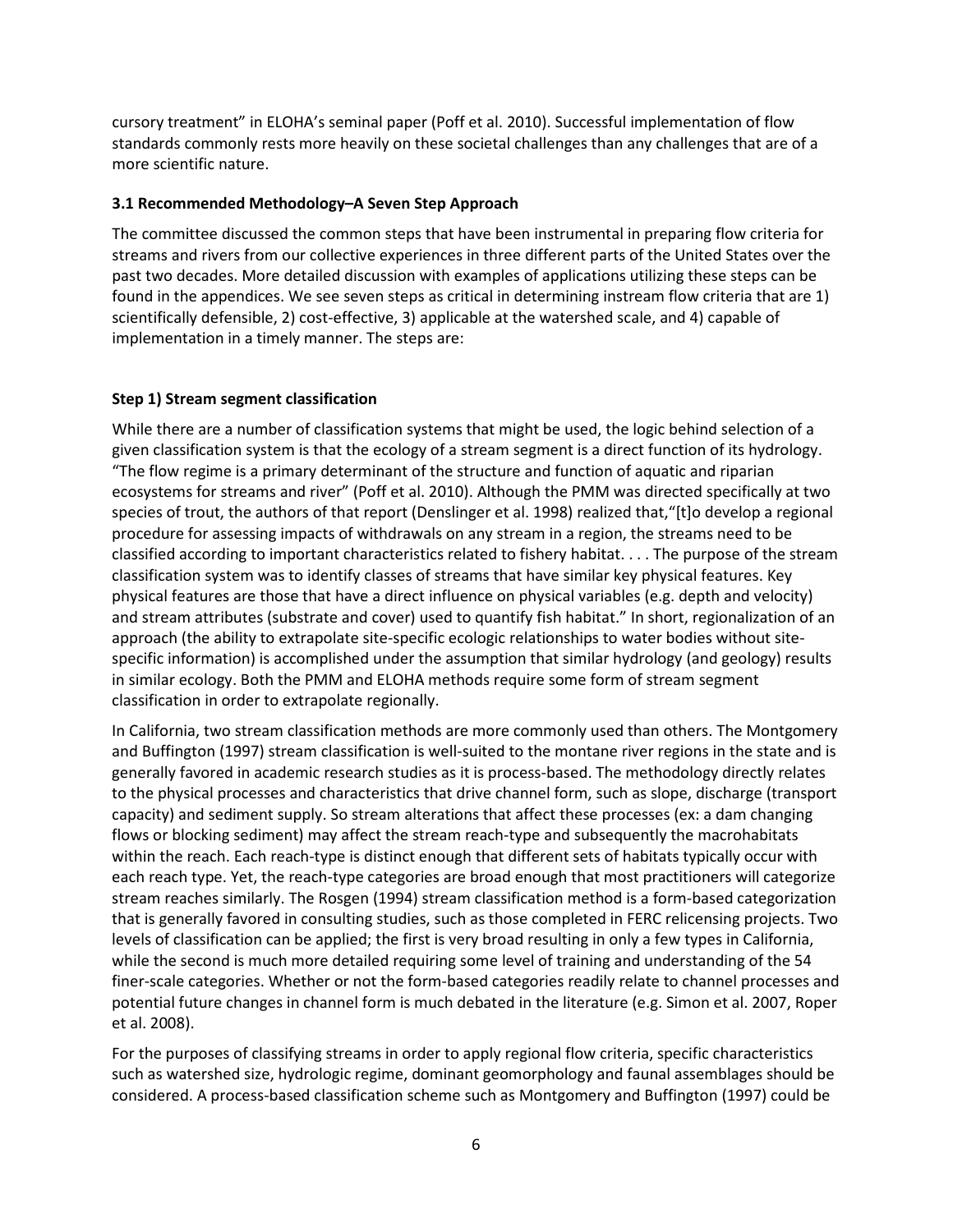cursory treatment" in ELOHA's seminal paper (Poff et al. 2010). Successful implementation of flow standards commonly rests more heavily on these societal challenges than any challenges that are of a more scientific nature.

### 3.1 Recommended Methodology–A Seven Step Approach

The committee discussed the common steps that have been instrumental in preparing flow criteria for streams and rivers from our collective experiences in three different parts of the United States over the past two decades. More detailed discussion with examples of applications utilizing these steps can be found in the appendices. We see seven steps as critical in determining instream flow criteria that are 1) scientifically defensible, 2) cost-effective, 3) applicable at the watershed scale, and 4) capable of implementation in a timely manner. The steps are:

#### Step 1) Stream segment classification

While there are a number of classification systems that might be used, the logic behind selection of a given classification system is that the ecology of a stream segment is a direct function of its hydrology. "The flow regime is a primary determinant of the structure and function of aquatic and riparian ecosystems for streams and river" (Poff et al. 2010). Although the PMM was directed specifically at two species of trout, the authors of that report (Denslinger et al. 1998) realized that,"[t]o develop a regional procedure for assessing impacts of withdrawals on any stream in a region, the streams need to be classified according to important characteristics related to fishery habitat. . . . The purpose of the stream classification system was to identify classes of streams that have similar key physical features. Key physical features are those that have a direct influence on physical variables (e.g. depth and velocity) and stream attributes (substrate and cover) used to quantify fish habitat." In short, regionalization of an approach (the ability to extrapolate site-specific ecologic relationships to water bodies without site-specific information) is accomplished under the assumption that similar hydrology (and geology) results in similar ecology. Both the PMM and ELOHA methods require some form of stream segment classification in order to extrapolate regionally.

In California, two stream classification methods are more commonly used than others. The Montgomery and Buffington (1997) stream classification is well-suited to the montane river regions in the state and is generally favored in academic research studies as it is process-based. The methodology directly relates to the physical processes and characteristics that drive channel form, such as slope, discharge (transport capacity) and sediment supply. So stream alterations that affect these processes (ex: a dam changing flows or blocking sediment) may affect the stream reach-type and subsequently the macrohabitats within the reach. Each reach-type is distinct enough that different sets of habitats typically occur with each reach type. Yet, the reach-type categories are broad enough that most practitioners will categorize stream reaches similarly. The Rosgen (1994) stream classification method is a form-based categorization that is generally favored in consulting studies, such as those completed in FERC relicensing projects. Two levels of classification can be applied; the first is very broad resulting in only a few types in California, while the second is much more detailed requiring some level of training and understanding of the 54 finer-scale categories. Whether or not the form-based categories readily relate to channel processes and potential future changes in channel form is much debated in the literature (e.g. Simon et al. 2007, Roper et al. 2008).

For the purposes of classifying streams in order to apply regional flow criteria, specific characteristics such as watershed size, hydrologic regime, dominant geomorphology and faunal assemblages should be considered. A process-based classification scheme such as Montgomery and Buffington (1997) could be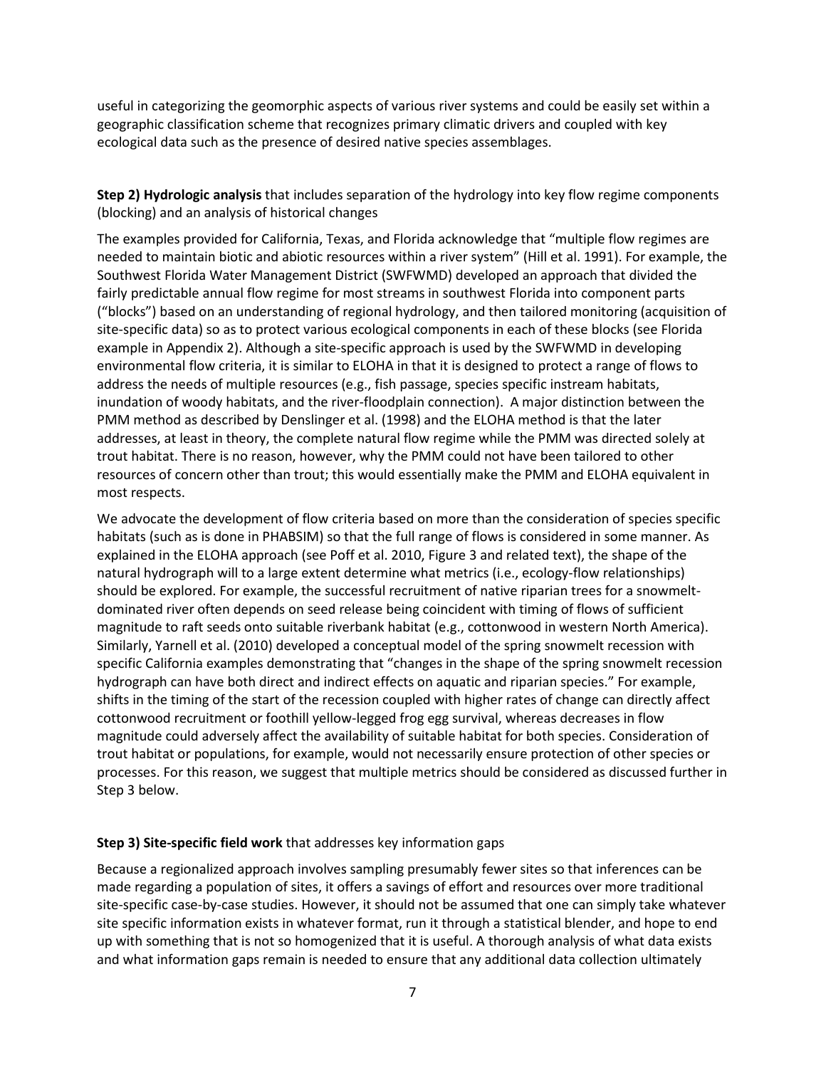useful in categorizing the geomorphic aspects of various river systems and could be easily set within a geographic classification scheme that recognizes primary climatic drivers and coupled with key ecological data such as the presence of desired native species assemblages.

**Step 2) Hydrologic analysis** that includes separation of the hydrology into key flow regime components (blocking) and an analysis of historical changes

The examples provided for California, Texas, and Florida acknowledge that "multiple flow regimes are needed to maintain biotic and abiotic resources within a river system" (Hill et al. 1991). For example, the Southwest Florida Water Management District (SWFWMD) developed an approach that divided the fairly predictable annual flow regime for most streams in southwest Florida into component parts ("blocks") based on an understanding of regional hydrology, and then tailored monitoring (acquisition of site-specific data) so as to protect various ecological components in each of these blocks (see Florida example in Appendix 2). Although a site-specific approach is used by the SWFWMD in developing environmental flow criteria, it is similar to ELOHA in that it is designed to protect a range of flows to address the needs of multiple resources (e.g., fish passage, species specific instream habitats, inundation of woody habitats, and the river-floodplain connection). A major distinction between the PMM method as described by Denslinger et al. (1998) and the ELOHA method is that the later addresses, at least in theory, the complete natural flow regime while the PMM was directed solely at trout habitat. There is no reason, however, why the PMM could not have been tailored to other resources of concern other than trout; this would essentially make the PMM and ELOHA equivalent in most respects.

We advocate the development of flow criteria based on more than the consideration of species specific habitats (such as is done in PHABSIM) so that the full range of flows is considered in some manner. As explained in the ELOHA approach (see Poff et al. 2010, Figure 3 and related text), the shape of the natural hydrograph will to a large extent determine what metrics (i.e., ecology-flow relationships) should be explored. For example, the successful recruitment of native riparian trees for a snowmelt-dominated river often depends on seed release being coincident with timing of flows of sufficient magnitude to raft seeds onto suitable riverbank habitat (e.g., cottonwood in western North America). Similarly, Yarnell et al. (2010) developed a conceptual model of the spring snowmelt recession with specific California examples demonstrating that "changes in the shape of the spring snowmelt recession hydrograph can have both direct and indirect effects on aquatic and riparian species." For example, shifts in the timing of the start of the recession coupled with higher rates of change can directly affect cottonwood recruitment or foothill yellow-legged frog egg survival, whereas decreases in flow magnitude could adversely affect the availability of suitable habitat for both species. Consideration of trout habitat or populations, for example, would not necessarily ensure protection of other species or processes. For this reason, we suggest that multiple metrics should be considered as discussed further in Step 3 below.

**Step 3) Site-specific field work** that addresses key information gaps

Because a regionalized approach involves sampling presumably fewer sites so that inferences can be made regarding a population of sites, it offers a savings of effort and resources over more traditional site-specific case-by-case studies. However, it should not be assumed that one can simply take whatever site specific information exists in whatever format, run it through a statistical blender, and hope to end up with something that is not so homogenized that it is useful. A thorough analysis of what data exists and what information gaps remain is needed to ensure that any additional data collection ultimately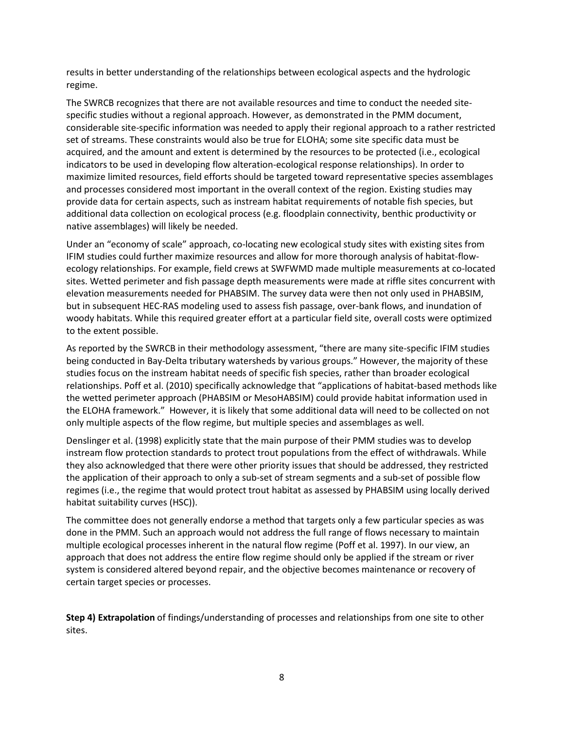results in better understanding of the relationships between ecological aspects and the hydrologic regime.

The SWRCB recognizes that there are not available resources and time to conduct the needed site-specific studies without a regional approach. However, as demonstrated in the PMM document, considerable site-specific information was needed to apply their regional approach to a rather restricted set of streams. These constraints would also be true for ELOHA; some site specific data must be acquired, and the amount and extent is determined by the resources to be protected (i.e., ecological indicators to be used in developing flow alteration-ecological response relationships). In order to maximize limited resources, field efforts should be targeted toward representative species assemblages and processes considered most important in the overall context of the region. Existing studies may provide data for certain aspects, such as instream habitat requirements of notable fish species, but additional data collection on ecological process (e.g. floodplain connectivity, benthic productivity or native assemblages) will likely be needed.

Under an "economy of scale" approach, co-locating new ecological study sites with existing sites from IFIM studies could further maximize resources and allow for more thorough analysis of habitat-flow-ecology relationships. For example, field crews at SWFWMD made multiple measurements at co-located sites. Wetted perimeter and fish passage depth measurements were made at riffle sites concurrent with elevation measurements needed for PHABSIM. The survey data were then not only used in PHABSIM, but in subsequent HEC-RAS modeling used to assess fish passage, over-bank flows, and inundation of woody habitats. While this required greater effort at a particular field site, overall costs were optimized to the extent possible.

As reported by the SWRCB in their methodology assessment, "there are many site-specific IFIM studies being conducted in Bay-Delta tributary watersheds by various groups." However, the majority of these studies focus on the instream habitat needs of specific fish species, rather than broader ecological relationships. Poff et al. (2010) specifically acknowledge that "applications of habitat-based methods like the wetted perimeter approach (PHABSIM or MesoHABSIM) could provide habitat information used in the ELOHA framework." However, it is likely that some additional data will need to be collected on not only multiple aspects of the flow regime, but multiple species and assemblages as well.

Denslinger et al. (1998) explicitly state that the main purpose of their PMM studies was to develop instream flow protection standards to protect trout populations from the effect of withdrawals. While they also acknowledged that there were other priority issues that should be addressed, they restricted the application of their approach to only a sub-set of stream segments and a sub-set of possible flow regimes (i.e., the regime that would protect trout habitat as assessed by PHABSIM using locally derived habitat suitability curves (HSC)).

The committee does not generally endorse a method that targets only a few particular species as was done in the PMM. Such an approach would not address the full range of flows necessary to maintain multiple ecological processes inherent in the natural flow regime (Poff et al. 1997). In our view, an approach that does not address the entire flow regime should only be applied if the stream or river system is considered altered beyond repair, and the objective becomes maintenance or recovery of certain target species or processes.

**Step 4) Extrapolation** of findings/understanding of processes and relationships from one site to other sites.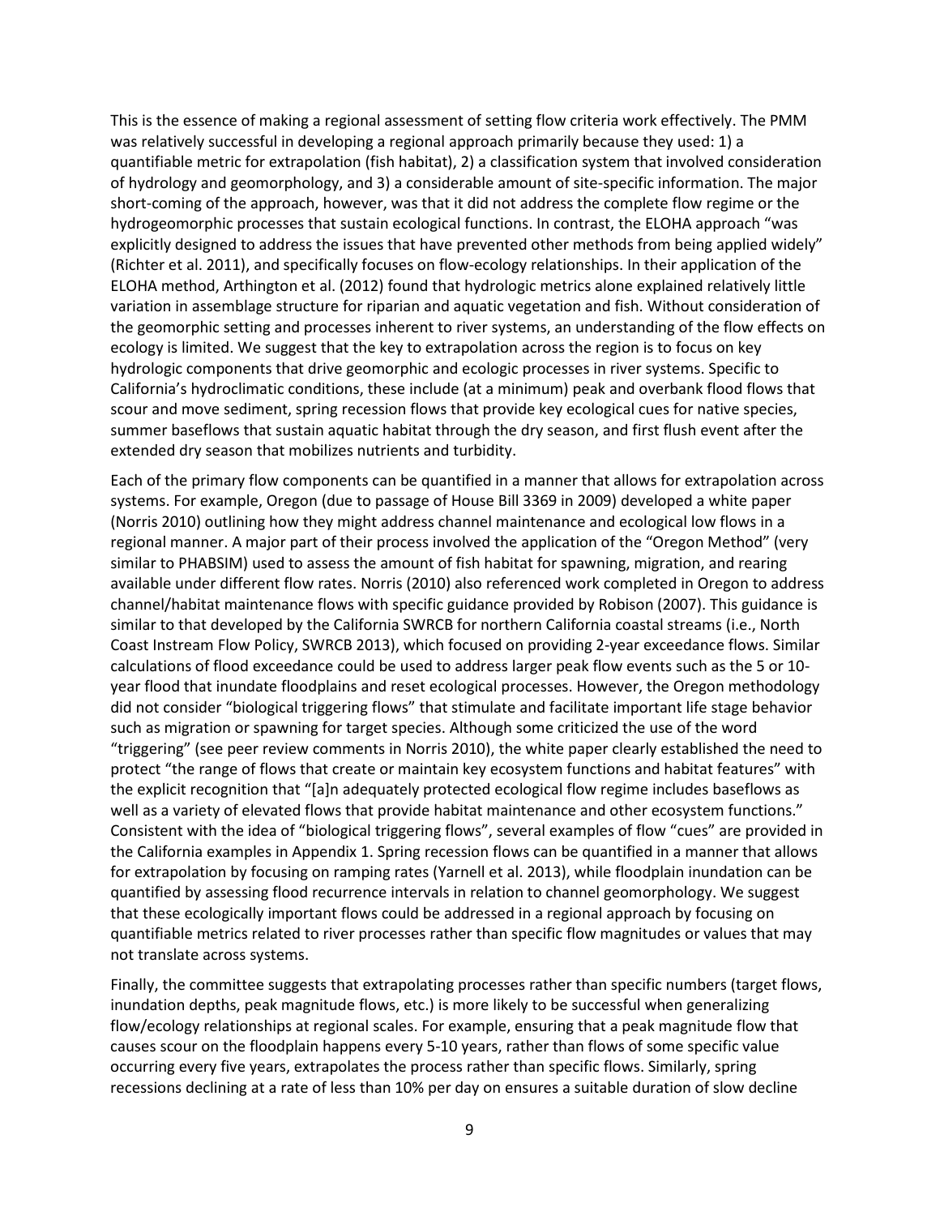This is the essence of making a regional assessment of setting flow criteria work effectively. The PMM was relatively successful in developing a regional approach primarily because they used: 1) a quantifiable metric for extrapolation (fish habitat), 2) a classification system that involved consideration of hydrology and geomorphology, and 3) a considerable amount of site-specific information. The major short-coming of the approach, however, was that it did not address the complete flow regime or the hydrogeomorphic processes that sustain ecological functions. In contrast, the ELOHA approach "was explicitly designed to address the issues that have prevented other methods from being applied widely" (Richter et al. 2011), and specifically focuses on flow-ecology relationships. In their application of the ELOHA method, Arthington et al. (2012) found that hydrologic metrics alone explained relatively little variation in assemblage structure for riparian and aquatic vegetation and fish. Without consideration of the geomorphic setting and processes inherent to river systems, an understanding of the flow effects on ecology is limited. We suggest that the key to extrapolation across the region is to focus on key hydrologic components that drive geomorphic and ecologic processes in river systems. Specific to California's hydroclimatic conditions, these include (at a minimum) peak and overbank flood flows that scour and move sediment, spring recession flows that provide key ecological cues for native species, summer baseflows that sustain aquatic habitat through the dry season, and first flush event after the extended dry season that mobilizes nutrients and turbidity.

Each of the primary flow components can be quantified in a manner that allows for extrapolation across systems. For example, Oregon (due to passage of House Bill 3369 in 2009) developed a white paper (Norris 2010) outlining how they might address channel maintenance and ecological low flows in a regional manner. A major part of their process involved the application of the "Oregon Method" (very similar to PHABSIM) used to assess the amount of fish habitat for spawning, migration, and rearing available under different flow rates. Norris (2010) also referenced work completed in Oregon to address channel/habitat maintenance flows with specific guidance provided by Robison (2007). This guidance is similar to that developed by the California SWRCB for northern California coastal streams (i.e., North Coast Instream Flow Policy, SWRCB 2013), which focused on providing 2-year exceedance flows. Similar calculations of flood exceedance could be used to address larger peak flow events such as the 5 or 10-year flood that inundate floodplains and reset ecological processes. However, the Oregon methodology did not consider "biological triggering flows" that stimulate and facilitate important life stage behavior such as migration or spawning for target species. Although some criticized the use of the word "triggering" (see peer review comments in Norris 2010), the white paper clearly established the need to protect "the range of flows that create or maintain key ecosystem functions and habitat features" with the explicit recognition that "[a]n adequately protected ecological flow regime includes baseflows as well as a variety of elevated flows that provide habitat maintenance and other ecosystem functions." Consistent with the idea of "biological triggering flows", several examples of flow "cues" are provided in the California examples in Appendix 1. Spring recession flows can be quantified in a manner that allows for extrapolation by focusing on ramping rates (Yarnell et al. 2013), while floodplain inundation can be quantified by assessing flood recurrence intervals in relation to channel geomorphology. We suggest that these ecologically important flows could be addressed in a regional approach by focusing on quantifiable metrics related to river processes rather than specific flow magnitudes or values that may not translate across systems.

Finally, the committee suggests that extrapolating processes rather than specific numbers (target flows, inundation depths, peak magnitude flows, etc.) is more likely to be successful when generalizing flow/ecology relationships at regional scales. For example, ensuring that a peak magnitude flow that causes scour on the floodplain happens every 5-10 years, rather than flows of some specific value occurring every five years, extrapolates the process rather than specific flows. Similarly, spring recessions declining at a rate of less than 10% per day on ensures a suitable duration of slow decline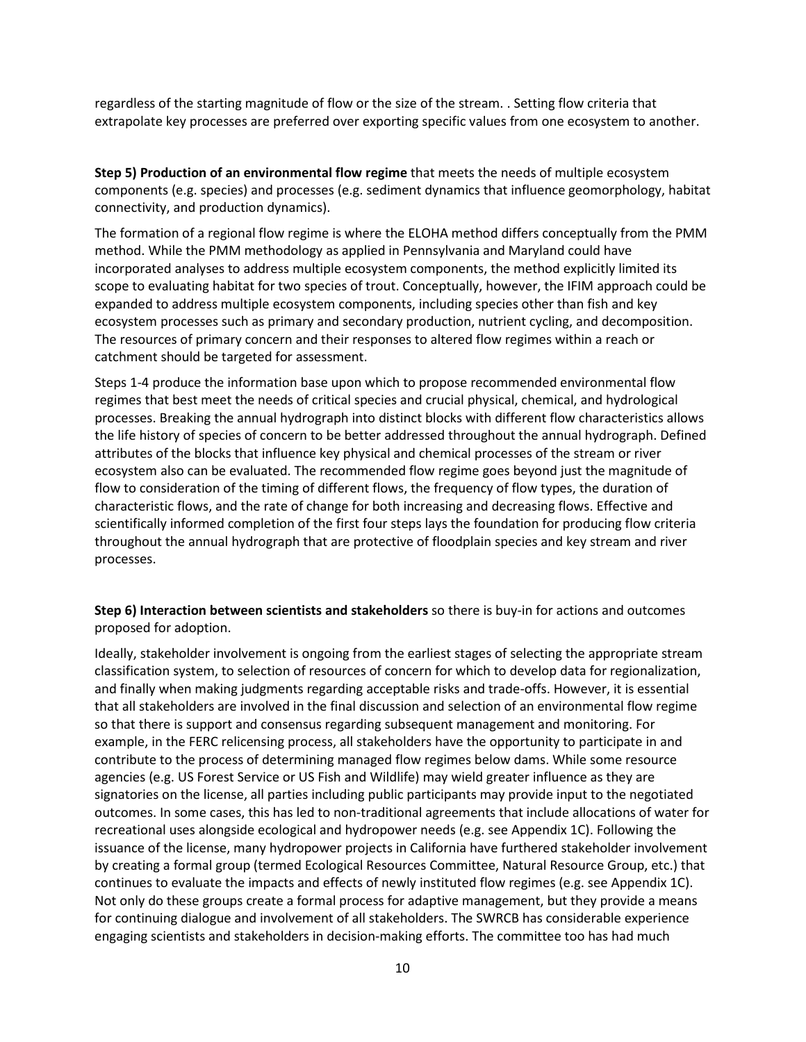regardless of the starting magnitude of flow or the size of the stream. . Setting flow criteria that extrapolate key processes are preferred over exporting specific values from one ecosystem to another.

**Step 5) Production of an environmental flow regime** that meets the needs of multiple ecosystem components (e.g. species) and processes (e.g. sediment dynamics that influence geomorphology, habitat connectivity, and production dynamics).

The formation of a regional flow regime is where the ELOHA method differs conceptually from the PMM method. While the PMM methodology as applied in Pennsylvania and Maryland could have incorporated analyses to address multiple ecosystem components, the method explicitly limited its scope to evaluating habitat for two species of trout. Conceptually, however, the IFIM approach could be expanded to address multiple ecosystem components, including species other than fish and key ecosystem processes such as primary and secondary production, nutrient cycling, and decomposition. The resources of primary concern and their responses to altered flow regimes within a reach or catchment should be targeted for assessment.

Steps 1-4 produce the information base upon which to propose recommended environmental flow regimes that best meet the needs of critical species and crucial physical, chemical, and hydrological processes. Breaking the annual hydrograph into distinct blocks with different flow characteristics allows the life history of species of concern to be better addressed throughout the annual hydrograph. Defined attributes of the blocks that influence key physical and chemical processes of the stream or river ecosystem also can be evaluated. The recommended flow regime goes beyond just the magnitude of flow to consideration of the timing of different flows, the frequency of flow types, the duration of characteristic flows, and the rate of change for both increasing and decreasing flows. Effective and scientifically informed completion of the first four steps lays the foundation for producing flow criteria throughout the annual hydrograph that are protective of floodplain species and key stream and river processes.

**Step 6) Interaction between scientists and stakeholders** so there is buy-in for actions and outcomes proposed for adoption.

Ideally, stakeholder involvement is ongoing from the earliest stages of selecting the appropriate stream classification system, to selection of resources of concern for which to develop data for regionalization, and finally when making judgments regarding acceptable risks and trade-offs. However, it is essential that all stakeholders are involved in the final discussion and selection of an environmental flow regime so that there is support and consensus regarding subsequent management and monitoring. For example, in the FERC relicensing process, all stakeholders have the opportunity to participate in and contribute to the process of determining managed flow regimes below dams. While some resource agencies (e.g. US Forest Service or US Fish and Wildlife) may wield greater influence as they are signatories on the license, all parties including public participants may provide input to the negotiated outcomes. In some cases, this has led to non-traditional agreements that include allocations of water for recreational uses alongside ecological and hydropower needs (e.g. see Appendix 1C). Following the issuance of the license, many hydropower projects in California have furthered stakeholder involvement by creating a formal group (termed Ecological Resources Committee, Natural Resource Group, etc.) that continues to evaluate the impacts and effects of newly instituted flow regimes (e.g. see Appendix 1C). Not only do these groups create a formal process for adaptive management, but they provide a means for continuing dialogue and involvement of all stakeholders. The SWRCB has considerable experience engaging scientists and stakeholders in decision-making efforts. The committee too has had much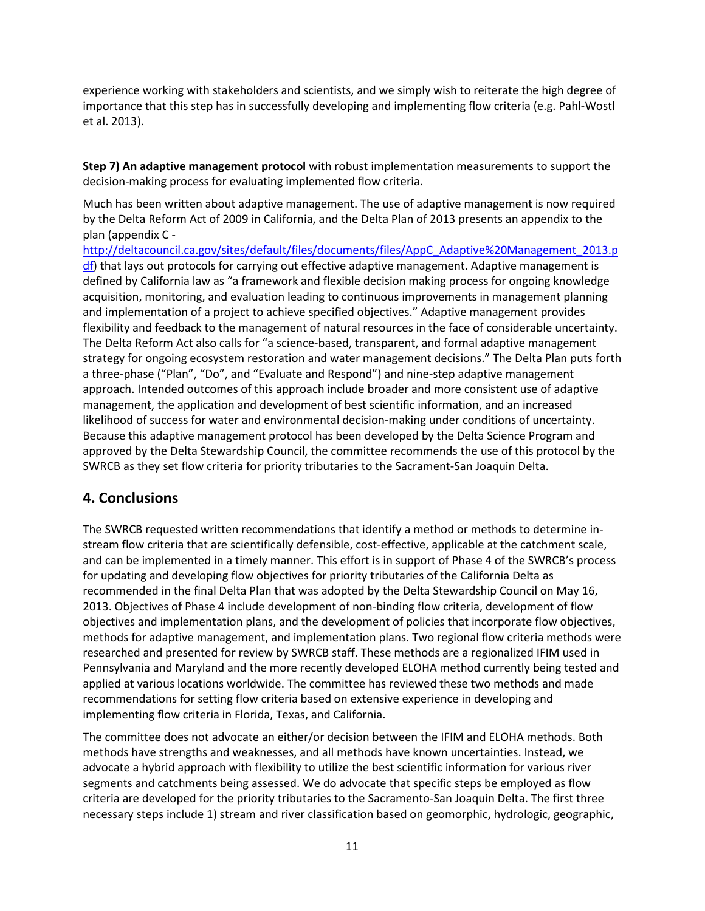experience working with stakeholders and scientists, and we simply wish to reiterate the high degree of importance that this step has in successfully developing and implementing flow criteria (e.g. Pahl-Wostl et al. 2013).

**Step 7) An adaptive management protocol** with robust implementation measurements to support the decision-making process for evaluating implemented flow criteria.

Much has been written about adaptive management. The use of adaptive management is now required by the Delta Reform Act of 2009 in California, and the Delta Plan of 2013 presents an appendix to the plan (appendix C - [http://deltacouncil.ca.gov/sites/default/files/documents/files/AppC_Adaptive%20Management_2013.pdf](http://deltacouncil.ca.gov/sites/default/files/documents/files/AppC_Adaptive%20Management_2013.pdf)) that lays out protocols for carrying out effective adaptive management. Adaptive management is defined by California law as "a framework and flexible decision making process for ongoing knowledge acquisition, monitoring, and evaluation leading to continuous improvements in management planning and implementation of a project to achieve specified objectives." Adaptive management provides flexibility and feedback to the management of natural resources in the face of considerable uncertainty. The Delta Reform Act also calls for "a science-based, transparent, and formal adaptive management strategy for ongoing ecosystem restoration and water management decisions." The Delta Plan puts forth a three-phase ("Plan", "Do", and "Evaluate and Respond") and nine-step adaptive management approach. Intended outcomes of this approach include broader and more consistent use of adaptive management, the application and development of best scientific information, and an increased likelihood of success for water and environmental decision-making under conditions of uncertainty. Because this adaptive management protocol has been developed by the Delta Science Program and approved by the Delta Stewardship Council, the committee recommends the use of this protocol by the SWRCB as they set flow criteria for priority tributaries to the Sacrament-San Joaquin Delta.

## 4. Conclusions

The SWRCB requested written recommendations that identify a method or methods to determine in-stream flow criteria that are scientifically defensible, cost-effective, applicable at the catchment scale, and can be implemented in a timely manner. This effort is in support of Phase 4 of the SWRCB's process for updating and developing flow objectives for priority tributaries of the California Delta as recommended in the final Delta Plan that was adopted by the Delta Stewardship Council on May 16, 2013. Objectives of Phase 4 include development of non-binding flow criteria, development of flow objectives and implementation plans, and the development of policies that incorporate flow objectives, methods for adaptive management, and implementation plans. Two regional flow criteria methods were researched and presented for review by SWRCB staff. These methods are a regionalized IFIM used in Pennsylvania and Maryland and the more recently developed ELOHA method currently being tested and applied at various locations worldwide. The committee has reviewed these two methods and made recommendations for setting flow criteria based on extensive experience in developing and implementing flow criteria in Florida, Texas, and California.

The committee does not advocate an either/or decision between the IFIM and ELOHA methods. Both methods have strengths and weaknesses, and all methods have known uncertainties. Instead, we advocate a hybrid approach with flexibility to utilize the best scientific information for various river segments and catchments being assessed. We do advocate that specific steps be employed as flow criteria are developed for the priority tributaries to the Sacramento-San Joaquin Delta. The first three necessary steps include 1) stream and river classification based on geomorphic, hydrologic, geographic,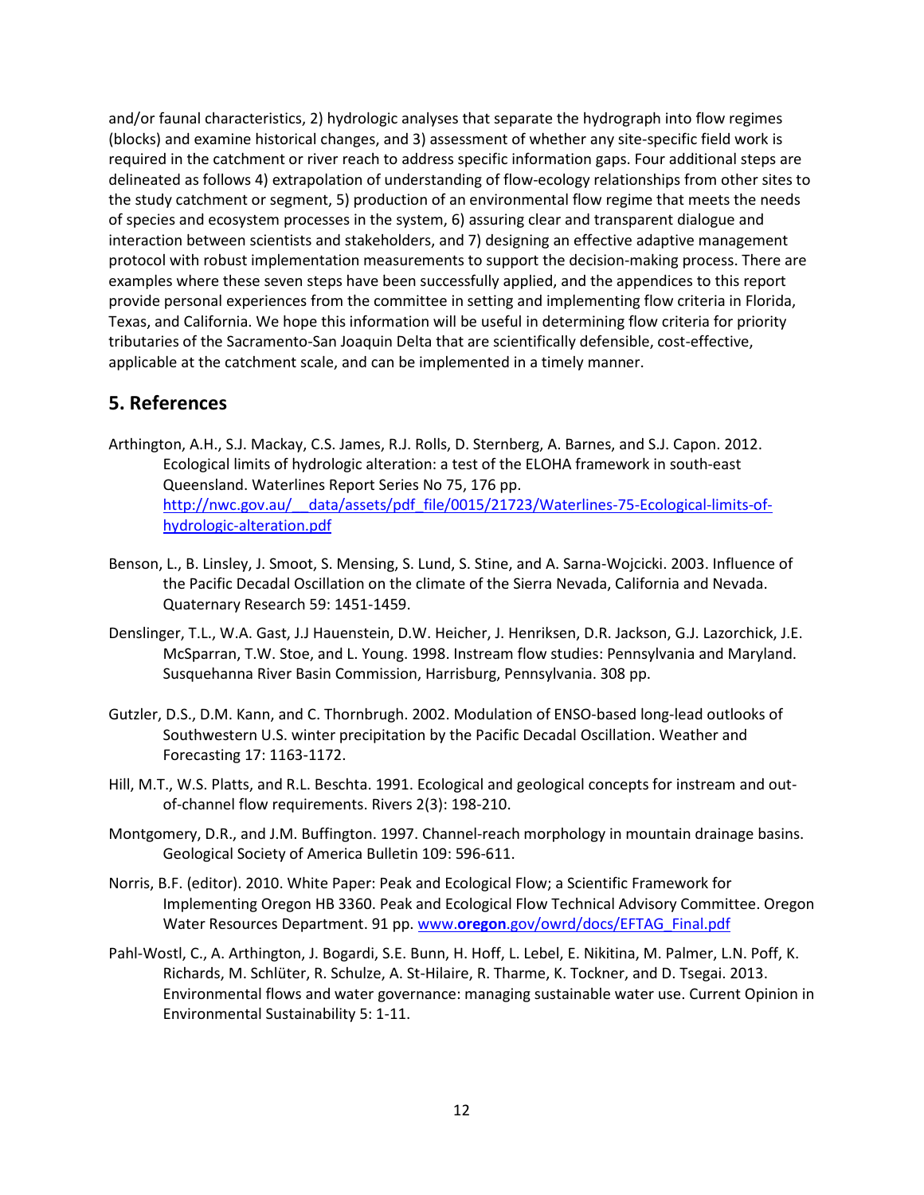and/or faunal characteristics, 2) hydrologic analyses that separate the hydrograph into flow regimes (blocks) and examine historical changes, and 3) assessment of whether any site-specific field work is required in the catchment or river reach to address specific information gaps. Four additional steps are delineated as follows 4) extrapolation of understanding of flow-ecology relationships from other sites to the study catchment or segment, 5) production of an environmental flow regime that meets the needs of species and ecosystem processes in the system, 6) assuring clear and transparent dialogue and interaction between scientists and stakeholders, and 7) designing an effective adaptive management protocol with robust implementation measurements to support the decision-making process. There are examples where these seven steps have been successfully applied, and the appendices to this report provide personal experiences from the committee in setting and implementing flow criteria in Florida, Texas, and California. We hope this information will be useful in determining flow criteria for priority tributaries of the Sacramento-San Joaquin Delta that are scientifically defensible, cost-effective, applicable at the catchment scale, and can be implemented in a timely manner.

## 5. References

Arthington, A.H., S.J. Mackay, C.S. James, R.J. Rolls, D. Sternberg, A. Barnes, and S.J. Capon. 2012. Ecological limits of hydrologic alteration: a test of the ELOHA framework in south-east Queensland. Waterlines Report Series No 75, 176 pp. http://nwc.gov.au/__data/assets/pdf_file/0015/21723/Waterlines-75-Ecological-limits-of-hydrologic-alteration.pdf

Benson, L., B. Linsley, J. Smoot, S. Mensing, S. Lund, S. Stine, and A. Sarna-Wojcicki. 2003. Influence of the Pacific Decadal Oscillation on the climate of the Sierra Nevada, California and Nevada. Quaternary Research 59: 1451-1459.

Denslinger, T.L., W.A. Gast, J.J Hauenstein, D.W. Heicher, J. Henriksen, D.R. Jackson, G.J. Lazorchick, J.E. McSparran, T.W. Stoe, and L. Young. 1998. Instream flow studies: Pennsylvania and Maryland. Susquehanna River Basin Commission, Harrisburg, Pennsylvania. 308 pp.

Gutzler, D.S., D.M. Kann, and C. Thornbrugh. 2002. Modulation of ENSO-based long-lead outlooks of Southwestern U.S. winter precipitation by the Pacific Decadal Oscillation. Weather and Forecasting 17: 1163-1172.

Hill, M.T., W.S. Platts, and R.L. Beschta. 1991. Ecological and geological concepts for instream and out-of-channel flow requirements. Rivers 2(3): 198-210.

Montgomery, D.R., and J.M. Buffington. 1997. Channel-reach morphology in mountain drainage basins. Geological Society of America Bulletin 109: 596-611.

Norris, B.F. (editor). 2010. White Paper: Peak and Ecological Flow; a Scientific Framework for Implementing Oregon HB 3360. Peak and Ecological Flow Technical Advisory Committee. Oregon Water Resources Department. 91 pp. www.**oregon**.gov/owrd/docs/EFTAG_Final.pdf

Pahl-Wostl, C., A. Arthington, J. Bogardi, S.E. Bunn, H. Hoff, L. Lebel, E. Nikitina, M. Palmer, L.N. Poff, K. Richards, M. Schlüter, R. Schulze, A. St-Hilaire, R. Tharme, K. Tockner, and D. Tsegai. 2013. Environmental flows and water governance: managing sustainable water use. Current Opinion in Environmental Sustainability 5: 1-11.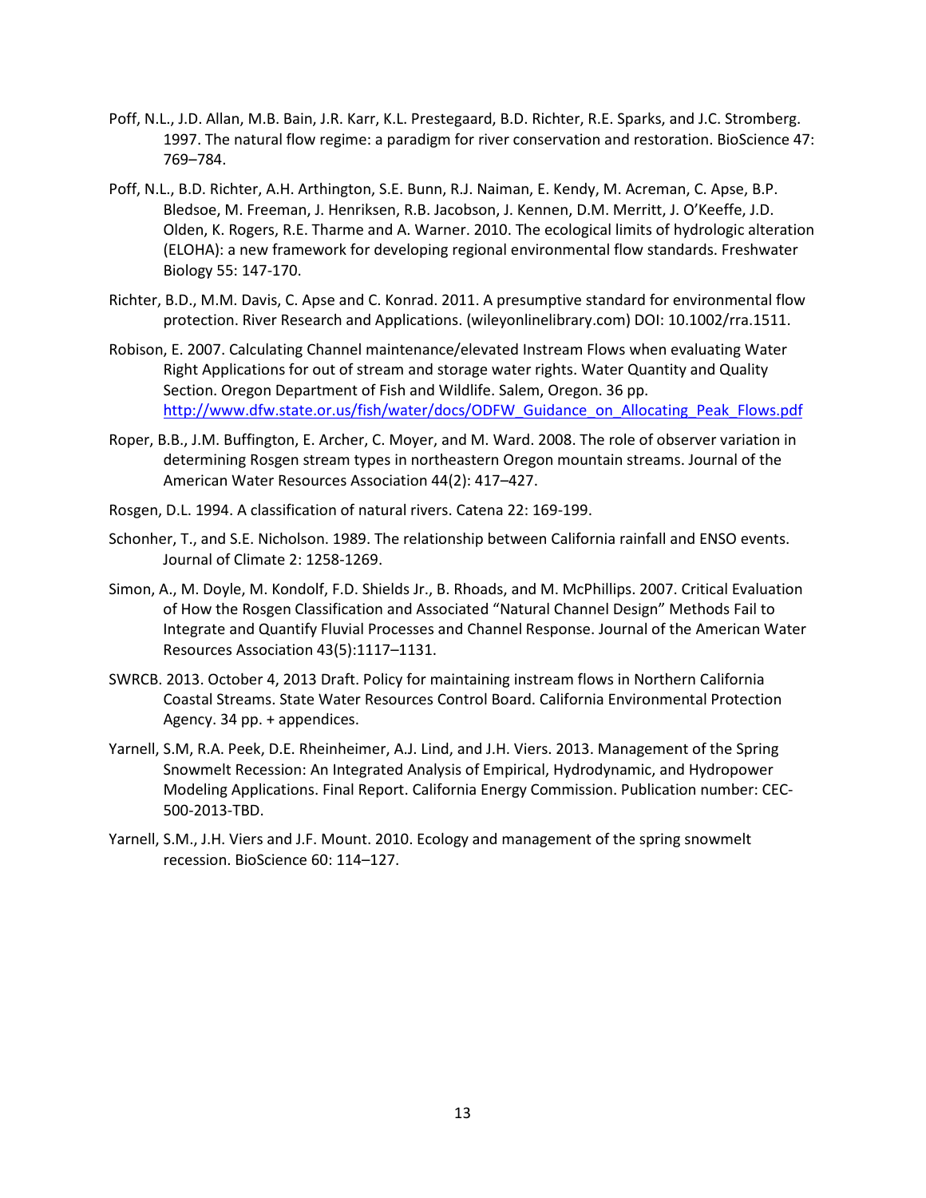Poff, N.L., J.D. Allan, M.B. Bain, J.R. Karr, K.L. Prestegaard, B.D. Richter, R.E. Sparks, and J.C. Stromberg. 1997. The natural flow regime: a paradigm for river conservation and restoration. BioScience 47: 769–784.

Poff, N.L., B.D. Richter, A.H. Arthington, S.E. Bunn, R.J. Naiman, E. Kendy, M. Acreman, C. Apse, B.P. Bledsoe, M. Freeman, J. Henriksen, R.B. Jacobson, J. Kennen, D.M. Merritt, J. O'Keeffe, J.D. Olden, K. Rogers, R.E. Tharme and A. Warner. 2010. The ecological limits of hydrologic alteration (ELOHA): a new framework for developing regional environmental flow standards. Freshwater Biology 55: 147-170.

Richter, B.D., M.M. Davis, C. Apse and C. Konrad. 2011. A presumptive standard for environmental flow protection. River Research and Applications. (wileyonlinelibrary.com) DOI: 10.1002/rra.1511.

Robison, E. 2007. Calculating Channel maintenance/elevated Instream Flows when evaluating Water Right Applications for out of stream and storage water rights. Water Quantity and Quality Section. Oregon Department of Fish and Wildlife. Salem, Oregon. 36 pp. http://www.dfw.state.or.us/fish/water/docs/ODFW_Guidance_on_Allocating_Peak_Flows.pdf

Roper, B.B., J.M. Buffington, E. Archer, C. Moyer, and M. Ward. 2008. The role of observer variation in determining Rosgen stream types in northeastern Oregon mountain streams. Journal of the American Water Resources Association 44(2): 417–427.

Rosgen, D.L. 1994. A classification of natural rivers. Catena 22: 169-199.

Schonher, T., and S.E. Nicholson. 1989. The relationship between California rainfall and ENSO events. Journal of Climate 2: 1258-1269.

Simon, A., M. Doyle, M. Kondolf, F.D. Shields Jr., B. Rhoads, and M. McPhillips. 2007. Critical Evaluation of How the Rosgen Classification and Associated "Natural Channel Design" Methods Fail to Integrate and Quantify Fluvial Processes and Channel Response. Journal of the American Water Resources Association 43(5):1117–1131.

SWRCB. 2013. October 4, 2013 Draft. Policy for maintaining instream flows in Northern California Coastal Streams. State Water Resources Control Board. California Environmental Protection Agency. 34 pp. + appendices.

Yarnell, S.M, R.A. Peek, D.E. Rheinheimer, A.J. Lind, and J.H. Viers. 2013. Management of the Spring Snowmelt Recession: An Integrated Analysis of Empirical, Hydrodynamic, and Hydropower Modeling Applications. Final Report. California Energy Commission. Publication number: CEC-500-2013-TBD.

Yarnell, S.M., J.H. Viers and J.F. Mount. 2010. Ecology and management of the spring snowmelt recession. BioScience 60: 114–127.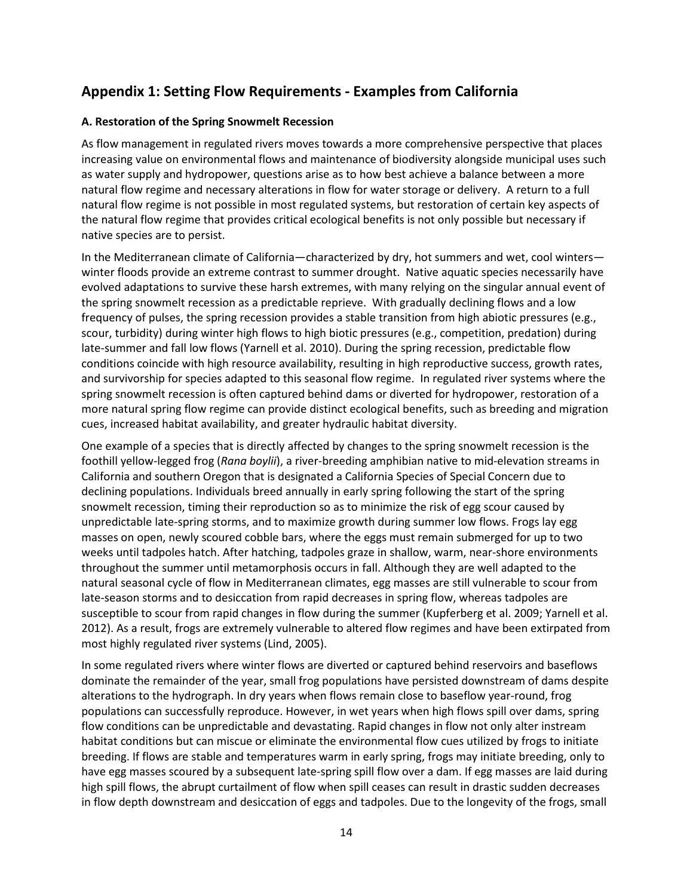## Appendix 1: Setting Flow Requirements - Examples from California

### A. Restoration of the Spring Snowmelt Recession

As flow management in regulated rivers moves towards a more comprehensive perspective that places increasing value on environmental flows and maintenance of biodiversity alongside municipal uses such as water supply and hydropower, questions arise as to how best achieve a balance between a more natural flow regime and necessary alterations in flow for water storage or delivery. A return to a full natural flow regime is not possible in most regulated systems, but restoration of certain key aspects of the natural flow regime that provides critical ecological benefits is not only possible but necessary if native species are to persist.

In the Mediterranean climate of California—characterized by dry, hot summers and wet, cool winters—winter floods provide an extreme contrast to summer drought. Native aquatic species necessarily have evolved adaptations to survive these harsh extremes, with many relying on the singular annual event of the spring snowmelt recession as a predictable reprieve. With gradually declining flows and a low frequency of pulses, the spring recession provides a stable transition from high abiotic pressures (e.g., scour, turbidity) during winter high flows to high biotic pressures (e.g., competition, predation) during late-summer and fall low flows (Yarnell et al. 2010). During the spring recession, predictable flow conditions coincide with high resource availability, resulting in high reproductive success, growth rates, and survivorship for species adapted to this seasonal flow regime. In regulated river systems where the spring snowmelt recession is often captured behind dams or diverted for hydropower, restoration of a more natural spring flow regime can provide distinct ecological benefits, such as breeding and migration cues, increased habitat availability, and greater hydraulic habitat diversity.

One example of a species that is directly affected by changes to the spring snowmelt recession is the foothill yellow-legged frog (*Rana boylii*), a river-breeding amphibian native to mid-elevation streams in California and southern Oregon that is designated a California Species of Special Concern due to declining populations. Individuals breed annually in early spring following the start of the spring snowmelt recession, timing their reproduction so as to minimize the risk of egg scour caused by unpredictable late-spring storms, and to maximize growth during summer low flows. Frogs lay egg masses on open, newly scoured cobble bars, where the eggs must remain submerged for up to two weeks until tadpoles hatch. After hatching, tadpoles graze in shallow, warm, near-shore environments throughout the summer until metamorphosis occurs in fall. Although they are well adapted to the natural seasonal cycle of flow in Mediterranean climates, egg masses are still vulnerable to scour from late-season storms and to desiccation from rapid decreases in spring flow, whereas tadpoles are susceptible to scour from rapid changes in flow during the summer (Kupferberg et al. 2009; Yarnell et al. 2012). As a result, frogs are extremely vulnerable to altered flow regimes and have been extirpated from most highly regulated river systems (Lind, 2005).

In some regulated rivers where winter flows are diverted or captured behind reservoirs and baseflows dominate the remainder of the year, small frog populations have persisted downstream of dams despite alterations to the hydrograph. In dry years when flows remain close to baseflow year-round, frog populations can successfully reproduce. However, in wet years when high flows spill over dams, spring flow conditions can be unpredictable and devastating. Rapid changes in flow not only alter instream habitat conditions but can miscue or eliminate the environmental flow cues utilized by frogs to initiate breeding. If flows are stable and temperatures warm in early spring, frogs may initiate breeding, only to have egg masses scoured by a subsequent late-spring spill flow over a dam. If egg masses are laid during high spill flows, the abrupt curtailment of flow when spill ceases can result in drastic sudden decreases in flow depth downstream and desiccation of eggs and tadpoles. Due to the longevity of the frogs, small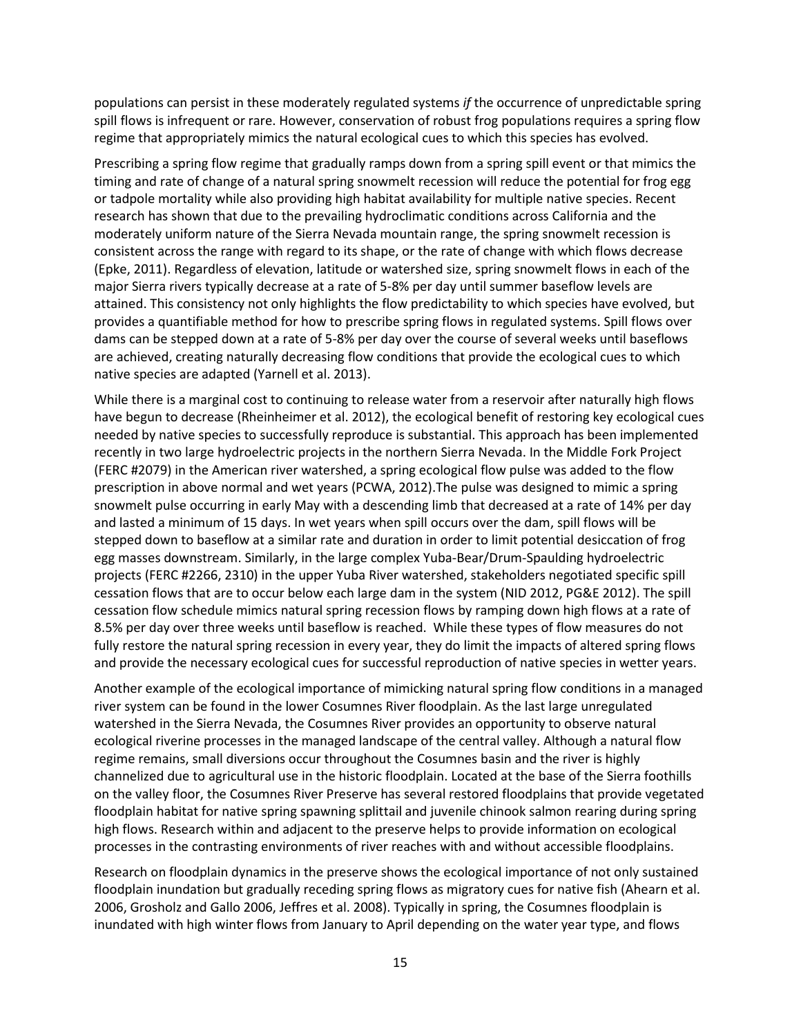populations can persist in these moderately regulated systems *if* the occurrence of unpredictable spring spill flows is infrequent or rare. However, conservation of robust frog populations requires a spring flow regime that appropriately mimics the natural ecological cues to which this species has evolved.

Prescribing a spring flow regime that gradually ramps down from a spring spill event or that mimics the timing and rate of change of a natural spring snowmelt recession will reduce the potential for frog egg or tadpole mortality while also providing high habitat availability for multiple native species. Recent research has shown that due to the prevailing hydroclimatic conditions across California and the moderately uniform nature of the Sierra Nevada mountain range, the spring snowmelt recession is consistent across the range with regard to its shape, or the rate of change with which flows decrease (Epke, 2011). Regardless of elevation, latitude or watershed size, spring snowmelt flows in each of the major Sierra rivers typically decrease at a rate of 5-8% per day until summer baseflow levels are attained. This consistency not only highlights the flow predictability to which species have evolved, but provides a quantifiable method for how to prescribe spring flows in regulated systems. Spill flows over dams can be stepped down at a rate of 5-8% per day over the course of several weeks until baseflows are achieved, creating naturally decreasing flow conditions that provide the ecological cues to which native species are adapted (Yarnell et al. 2013).

While there is a marginal cost to continuing to release water from a reservoir after naturally high flows have begun to decrease (Rheinheimer et al. 2012), the ecological benefit of restoring key ecological cues needed by native species to successfully reproduce is substantial. This approach has been implemented recently in two large hydroelectric projects in the northern Sierra Nevada. In the Middle Fork Project (FERC #2079) in the American river watershed, a spring ecological flow pulse was added to the flow prescription in above normal and wet years (PCWA, 2012).The pulse was designed to mimic a spring snowmelt pulse occurring in early May with a descending limb that decreased at a rate of 14% per day and lasted a minimum of 15 days. In wet years when spill occurs over the dam, spill flows will be stepped down to baseflow at a similar rate and duration in order to limit potential desiccation of frog egg masses downstream. Similarly, in the large complex Yuba-Bear/Drum-Spaulding hydroelectric projects (FERC #2266, 2310) in the upper Yuba River watershed, stakeholders negotiated specific spill cessation flows that are to occur below each large dam in the system (NID 2012, PG&E 2012). The spill cessation flow schedule mimics natural spring recession flows by ramping down high flows at a rate of 8.5% per day over three weeks until baseflow is reached. While these types of flow measures do not fully restore the natural spring recession in every year, they do limit the impacts of altered spring flows and provide the necessary ecological cues for successful reproduction of native species in wetter years.

Another example of the ecological importance of mimicking natural spring flow conditions in a managed river system can be found in the lower Cosumnes River floodplain. As the last large unregulated watershed in the Sierra Nevada, the Cosumnes River provides an opportunity to observe natural ecological riverine processes in the managed landscape of the central valley. Although a natural flow regime remains, small diversions occur throughout the Cosumnes basin and the river is highly channelized due to agricultural use in the historic floodplain. Located at the base of the Sierra foothills on the valley floor, the Cosumnes River Preserve has several restored floodplains that provide vegetated floodplain habitat for native spring spawning splittail and juvenile chinook salmon rearing during spring high flows. Research within and adjacent to the preserve helps to provide information on ecological processes in the contrasting environments of river reaches with and without accessible floodplains.

Research on floodplain dynamics in the preserve shows the ecological importance of not only sustained floodplain inundation but gradually receding spring flows as migratory cues for native fish (Ahearn et al. 2006, Grosholz and Gallo 2006, Jeffres et al. 2008). Typically in spring, the Cosumnes floodplain is inundated with high winter flows from January to April depending on the water year type, and flows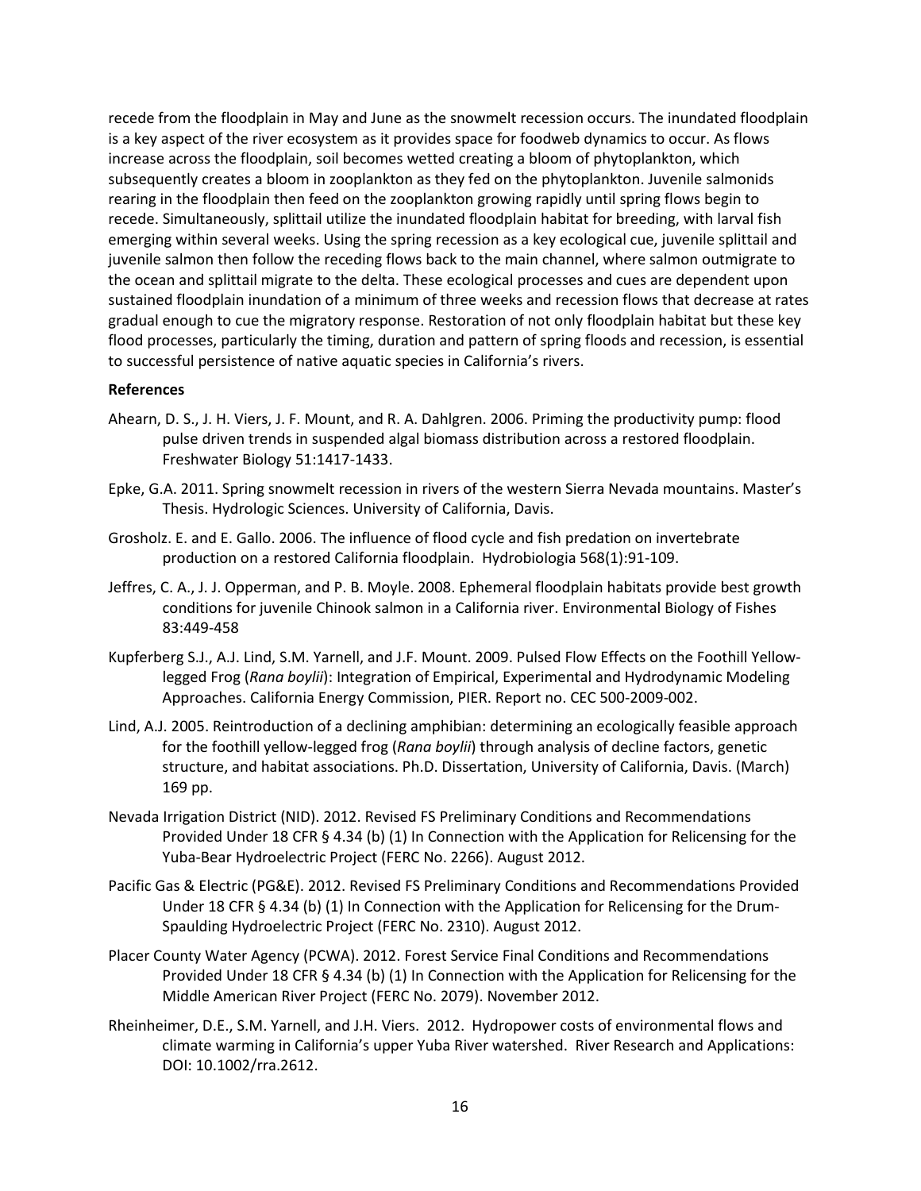recede from the floodplain in May and June as the snowmelt recession occurs. The inundated floodplain is a key aspect of the river ecosystem as it provides space for foodweb dynamics to occur. As flows increase across the floodplain, soil becomes wetted creating a bloom of phytoplankton, which subsequently creates a bloom in zooplankton as they fed on the phytoplankton. Juvenile salmonids rearing in the floodplain then feed on the zooplankton growing rapidly until spring flows begin to recede. Simultaneously, splittail utilize the inundated floodplain habitat for breeding, with larval fish emerging within several weeks. Using the spring recession as a key ecological cue, juvenile splittail and juvenile salmon then follow the receding flows back to the main channel, where salmon outmigrate to the ocean and splittail migrate to the delta. These ecological processes and cues are dependent upon sustained floodplain inundation of a minimum of three weeks and recession flows that decrease at rates gradual enough to cue the migratory response. Restoration of not only floodplain habitat but these key flood processes, particularly the timing, duration and pattern of spring floods and recession, is essential to successful persistence of native aquatic species in California's rivers.

**References**

Ahearn, D. S., J. H. Viers, J. F. Mount, and R. A. Dahlgren. 2006. Priming the productivity pump: flood pulse driven trends in suspended algal biomass distribution across a restored floodplain. Freshwater Biology 51:1417-1433.

Epke, G.A. 2011. Spring snowmelt recession in rivers of the western Sierra Nevada mountains. Master's Thesis. Hydrologic Sciences. University of California, Davis.

Grosholz. E. and E. Gallo. 2006. The influence of flood cycle and fish predation on invertebrate production on a restored California floodplain. Hydrobiologia 568(1):91-109.

Jeffres, C. A., J. J. Opperman, and P. B. Moyle. 2008. Ephemeral floodplain habitats provide best growth conditions for juvenile Chinook salmon in a California river. Environmental Biology of Fishes 83:449-458

Kupferberg S.J., A.J. Lind, S.M. Yarnell, and J.F. Mount. 2009. Pulsed Flow Effects on the Foothill Yellow-legged Frog (*Rana boylii*): Integration of Empirical, Experimental and Hydrodynamic Modeling Approaches. California Energy Commission, PIER. Report no. CEC 500-2009-002.

Lind, A.J. 2005. Reintroduction of a declining amphibian: determining an ecologically feasible approach for the foothill yellow-legged frog (*Rana boylii*) through analysis of decline factors, genetic structure, and habitat associations. Ph.D. Dissertation, University of California, Davis. (March) 169 pp.

Nevada Irrigation District (NID). 2012. Revised FS Preliminary Conditions and Recommendations Provided Under 18 CFR § 4.34 (b) (1) In Connection with the Application for Relicensing for the Yuba-Bear Hydroelectric Project (FERC No. 2266). August 2012.

Pacific Gas & Electric (PG&E). 2012. Revised FS Preliminary Conditions and Recommendations Provided Under 18 CFR § 4.34 (b) (1) In Connection with the Application for Relicensing for the Drum-Spaulding Hydroelectric Project (FERC No. 2310). August 2012.

Placer County Water Agency (PCWA). 2012. Forest Service Final Conditions and Recommendations Provided Under 18 CFR § 4.34 (b) (1) In Connection with the Application for Relicensing for the Middle American River Project (FERC No. 2079). November 2012.

Rheinheimer, D.E., S.M. Yarnell, and J.H. Viers. 2012. Hydropower costs of environmental flows and climate warming in California's upper Yuba River watershed. River Research and Applications: DOI: 10.1002/rra.2612.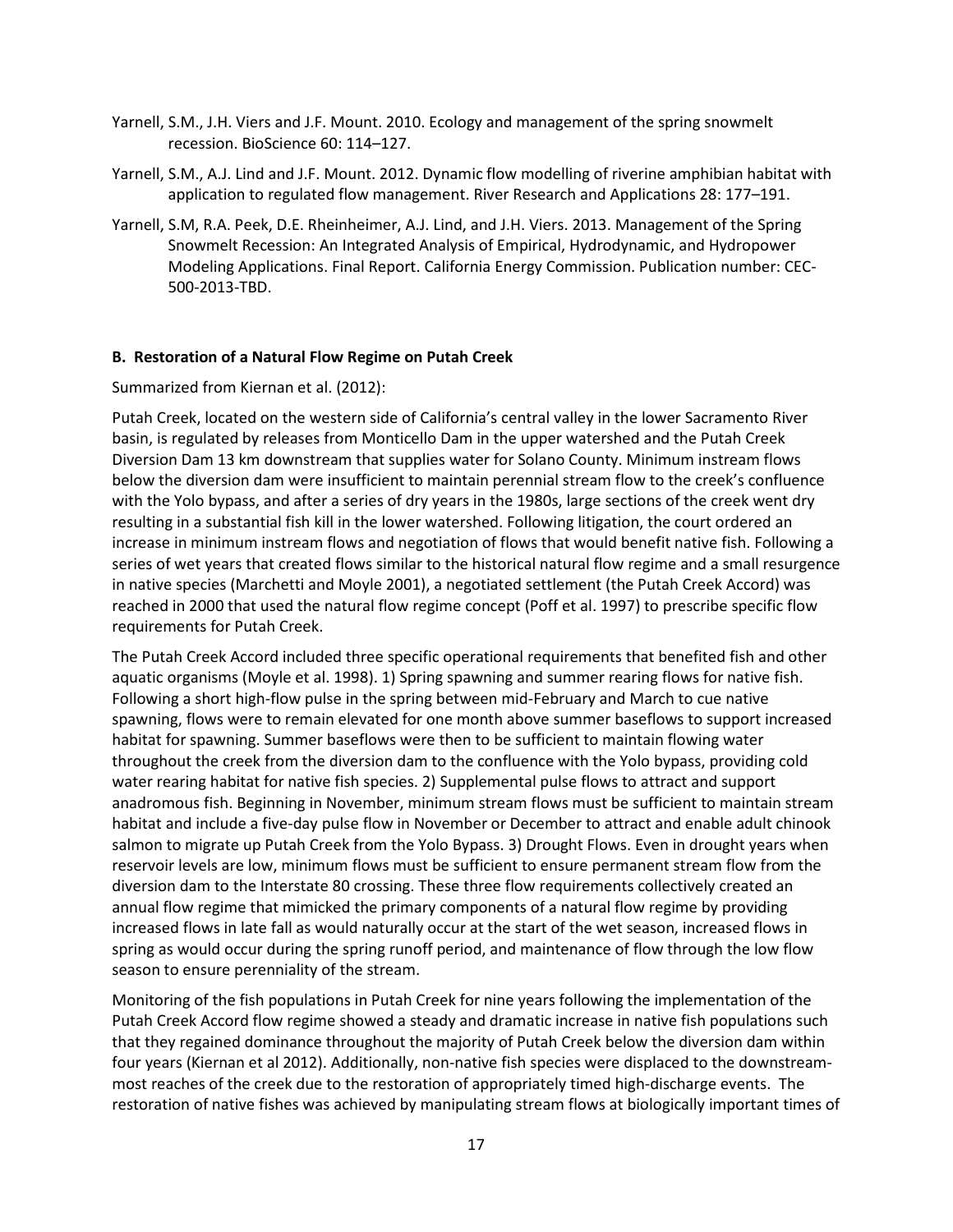Yarnell, S.M., J.H. Viers and J.F. Mount. 2010. Ecology and management of the spring snowmelt recession. BioScience 60: 114–127.

Yarnell, S.M., A.J. Lind and J.F. Mount. 2012. Dynamic flow modelling of riverine amphibian habitat with application to regulated flow management. River Research and Applications 28: 177–191.

Yarnell, S.M, R.A. Peek, D.E. Rheinheimer, A.J. Lind, and J.H. Viers. 2013. Management of the Spring Snowmelt Recession: An Integrated Analysis of Empirical, Hydrodynamic, and Hydropower Modeling Applications. Final Report. California Energy Commission. Publication number: CEC-500-2013-TBD.

**B. Restoration of a Natural Flow Regime on Putah Creek**

Summarized from Kiernan et al. (2012):

Putah Creek, located on the western side of California's central valley in the lower Sacramento River basin, is regulated by releases from Monticello Dam in the upper watershed and the Putah Creek Diversion Dam 13 km downstream that supplies water for Solano County. Minimum instream flows below the diversion dam were insufficient to maintain perennial stream flow to the creek's confluence with the Yolo bypass, and after a series of dry years in the 1980s, large sections of the creek went dry resulting in a substantial fish kill in the lower watershed. Following litigation, the court ordered an increase in minimum instream flows and negotiation of flows that would benefit native fish. Following a series of wet years that created flows similar to the historical natural flow regime and a small resurgence in native species (Marchetti and Moyle 2001), a negotiated settlement (the Putah Creek Accord) was reached in 2000 that used the natural flow regime concept (Poff et al. 1997) to prescribe specific flow requirements for Putah Creek.

The Putah Creek Accord included three specific operational requirements that benefited fish and other aquatic organisms (Moyle et al. 1998). 1) Spring spawning and summer rearing flows for native fish. Following a short high-flow pulse in the spring between mid-February and March to cue native spawning, flows were to remain elevated for one month above summer baseflows to support increased habitat for spawning. Summer baseflows were then to be sufficient to maintain flowing water throughout the creek from the diversion dam to the confluence with the Yolo bypass, providing cold water rearing habitat for native fish species. 2) Supplemental pulse flows to attract and support anadromous fish. Beginning in November, minimum stream flows must be sufficient to maintain stream habitat and include a five-day pulse flow in November or December to attract and enable adult chinook salmon to migrate up Putah Creek from the Yolo Bypass. 3) Drought Flows. Even in drought years when reservoir levels are low, minimum flows must be sufficient to ensure permanent stream flow from the diversion dam to the Interstate 80 crossing. These three flow requirements collectively created an annual flow regime that mimicked the primary components of a natural flow regime by providing increased flows in late fall as would naturally occur at the start of the wet season, increased flows in spring as would occur during the spring runoff period, and maintenance of flow through the low flow season to ensure perenniality of the stream.

Monitoring of the fish populations in Putah Creek for nine years following the implementation of the Putah Creek Accord flow regime showed a steady and dramatic increase in native fish populations such that they regained dominance throughout the majority of Putah Creek below the diversion dam within four years (Kiernan et al 2012). Additionally, non-native fish species were displaced to the downstream-most reaches of the creek due to the restoration of appropriately timed high-discharge events. The restoration of native fishes was achieved by manipulating stream flows at biologically important times of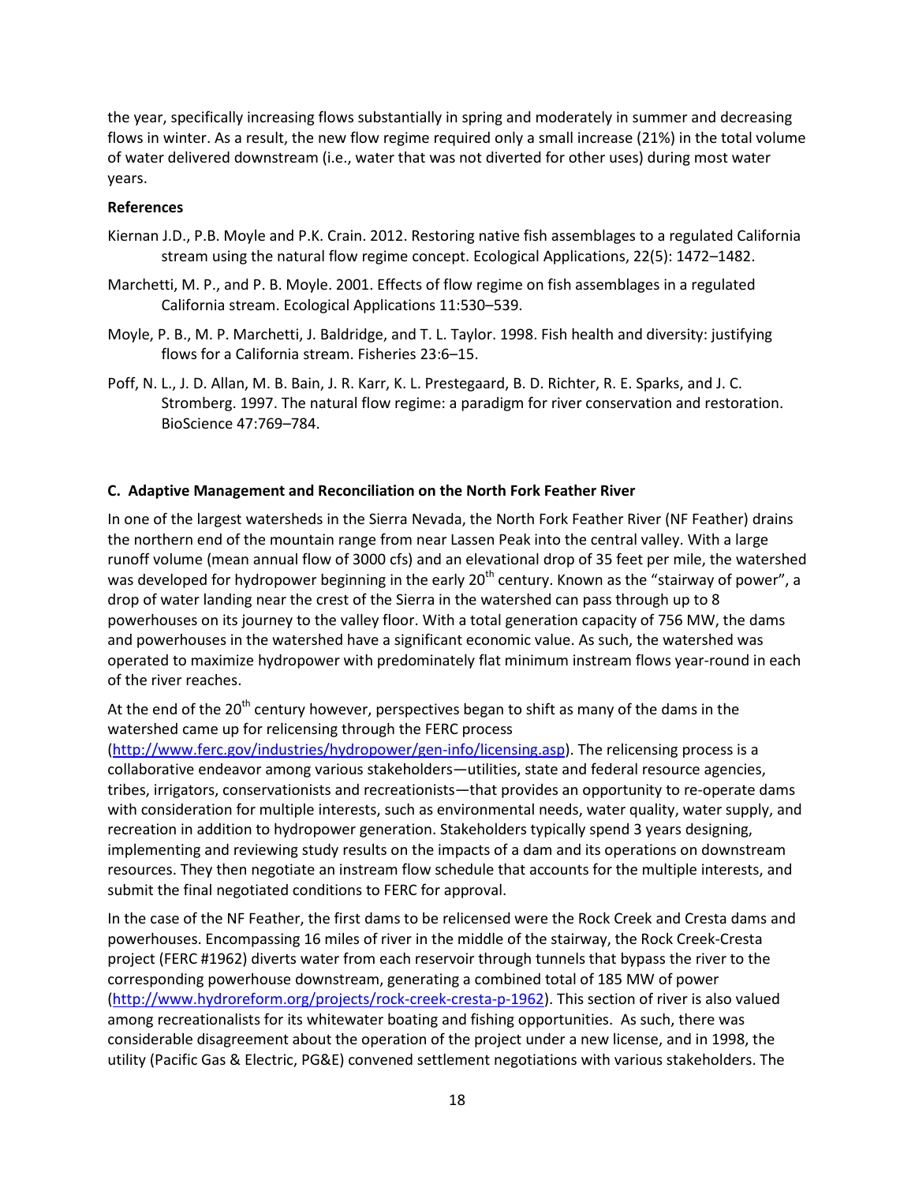the year, specifically increasing flows substantially in spring and moderately in summer and decreasing flows in winter. As a result, the new flow regime required only a small increase (21%) in the total volume of water delivered downstream (i.e., water that was not diverted for other uses) during most water years.

**References**

Kiernan J.D., P.B. Moyle and P.K. Crain. 2012. Restoring native fish assemblages to a regulated California stream using the natural flow regime concept. Ecological Applications, 22(5): 1472–1482.

Marchetti, M. P., and P. B. Moyle. 2001. Effects of flow regime on fish assemblages in a regulated California stream. Ecological Applications 11:530–539.

Moyle, P. B., M. P. Marchetti, J. Baldridge, and T. L. Taylor. 1998. Fish health and diversity: justifying flows for a California stream. Fisheries 23:6–15.

Poff, N. L., J. D. Allan, M. B. Bain, J. R. Karr, K. L. Prestegaard, B. D. Richter, R. E. Sparks, and J. C. Stromberg. 1997. The natural flow regime: a paradigm for river conservation and restoration. BioScience 47:769–784.

**C. Adaptive Management and Reconciliation on the North Fork Feather River**

In one of the largest watersheds in the Sierra Nevada, the North Fork Feather River (NF Feather) drains the northern end of the mountain range from near Lassen Peak into the central valley. With a large runoff volume (mean annual flow of 3000 cfs) and an elevational drop of 35 feet per mile, the watershed was developed for hydropower beginning in the early 20th century. Known as the "stairway of power", a drop of water landing near the crest of the Sierra in the watershed can pass through up to 8 powerhouses on its journey to the valley floor. With a total generation capacity of 756 MW, the dams and powerhouses in the watershed have a significant economic value. As such, the watershed was operated to maximize hydropower with predominately flat minimum instream flows year-round in each of the river reaches.

At the end of the 20th century however, perspectives began to shift as many of the dams in the watershed came up for relicensing through the FERC process (http://www.ferc.gov/industries/hydropower/gen-info/licensing.asp). The relicensing process is a collaborative endeavor among various stakeholders—utilities, state and federal resource agencies, tribes, irrigators, conservationists and recreationists—that provides an opportunity to re-operate dams with consideration for multiple interests, such as environmental needs, water quality, water supply, and recreation in addition to hydropower generation. Stakeholders typically spend 3 years designing, implementing and reviewing study results on the impacts of a dam and its operations on downstream resources. They then negotiate an instream flow schedule that accounts for the multiple interests, and submit the final negotiated conditions to FERC for approval.

In the case of the NF Feather, the first dams to be relicensed were the Rock Creek and Cresta dams and powerhouses. Encompassing 16 miles of river in the middle of the stairway, the Rock Creek-Cresta project (FERC #1962) diverts water from each reservoir through tunnels that bypass the river to the corresponding powerhouse downstream, generating a combined total of 185 MW of power (http://www.hydroreform.org/projects/rock-creek-cresta-p-1962). This section of river is also valued among recreationalists for its whitewater boating and fishing opportunities. As such, there was considerable disagreement about the operation of the project under a new license, and in 1998, the utility (Pacific Gas & Electric, PG&E) convened settlement negotiations with various stakeholders. The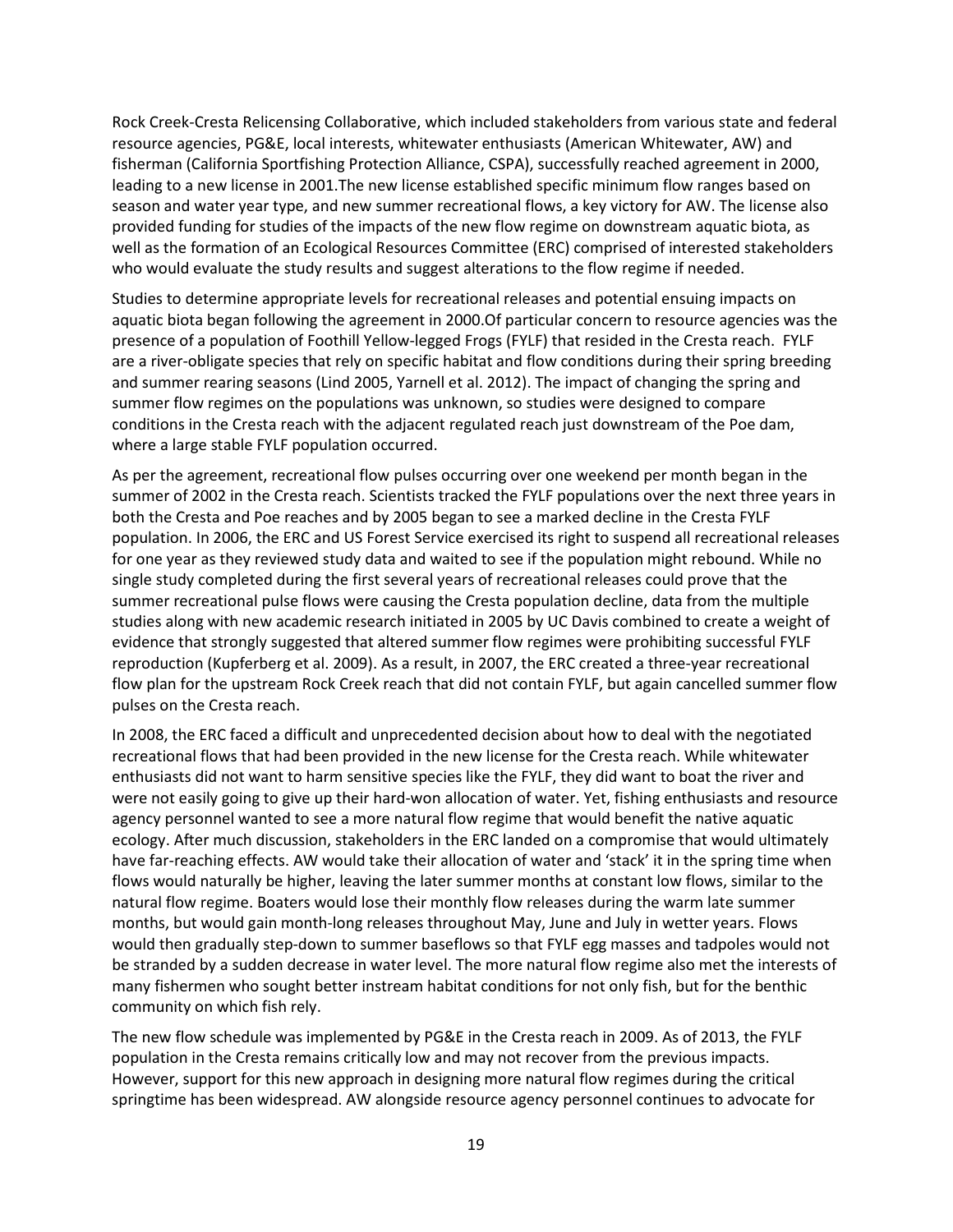Rock Creek-Cresta Relicensing Collaborative, which included stakeholders from various state and federal resource agencies, PG&E, local interests, whitewater enthusiasts (American Whitewater, AW) and fisherman (California Sportfishing Protection Alliance, CSPA), successfully reached agreement in 2000, leading to a new license in 2001.The new license established specific minimum flow ranges based on season and water year type, and new summer recreational flows, a key victory for AW. The license also provided funding for studies of the impacts of the new flow regime on downstream aquatic biota, as well as the formation of an Ecological Resources Committee (ERC) comprised of interested stakeholders who would evaluate the study results and suggest alterations to the flow regime if needed.

Studies to determine appropriate levels for recreational releases and potential ensuing impacts on aquatic biota began following the agreement in 2000.Of particular concern to resource agencies was the presence of a population of Foothill Yellow-legged Frogs (FYLF) that resided in the Cresta reach. FYLF are a river-obligate species that rely on specific habitat and flow conditions during their spring breeding and summer rearing seasons (Lind 2005, Yarnell et al. 2012). The impact of changing the spring and summer flow regimes on the populations was unknown, so studies were designed to compare conditions in the Cresta reach with the adjacent regulated reach just downstream of the Poe dam, where a large stable FYLF population occurred.

As per the agreement, recreational flow pulses occurring over one weekend per month began in the summer of 2002 in the Cresta reach. Scientists tracked the FYLF populations over the next three years in both the Cresta and Poe reaches and by 2005 began to see a marked decline in the Cresta FYLF population. In 2006, the ERC and US Forest Service exercised its right to suspend all recreational releases for one year as they reviewed study data and waited to see if the population might rebound. While no single study completed during the first several years of recreational releases could prove that the summer recreational pulse flows were causing the Cresta population decline, data from the multiple studies along with new academic research initiated in 2005 by UC Davis combined to create a weight of evidence that strongly suggested that altered summer flow regimes were prohibiting successful FYLF reproduction (Kupferberg et al. 2009). As a result, in 2007, the ERC created a three-year recreational flow plan for the upstream Rock Creek reach that did not contain FYLF, but again cancelled summer flow pulses on the Cresta reach.

In 2008, the ERC faced a difficult and unprecedented decision about how to deal with the negotiated recreational flows that had been provided in the new license for the Cresta reach. While whitewater enthusiasts did not want to harm sensitive species like the FYLF, they did want to boat the river and were not easily going to give up their hard-won allocation of water. Yet, fishing enthusiasts and resource agency personnel wanted to see a more natural flow regime that would benefit the native aquatic ecology. After much discussion, stakeholders in the ERC landed on a compromise that would ultimately have far-reaching effects. AW would take their allocation of water and 'stack' it in the spring time when flows would naturally be higher, leaving the later summer months at constant low flows, similar to the natural flow regime. Boaters would lose their monthly flow releases during the warm late summer months, but would gain month-long releases throughout May, June and July in wetter years. Flows would then gradually step-down to summer baseflows so that FYLF egg masses and tadpoles would not be stranded by a sudden decrease in water level. The more natural flow regime also met the interests of many fishermen who sought better instream habitat conditions for not only fish, but for the benthic community on which fish rely.

The new flow schedule was implemented by PG&E in the Cresta reach in 2009. As of 2013, the FYLF population in the Cresta remains critically low and may not recover from the previous impacts. However, support for this new approach in designing more natural flow regimes during the critical springtime has been widespread. AW alongside resource agency personnel continues to advocate for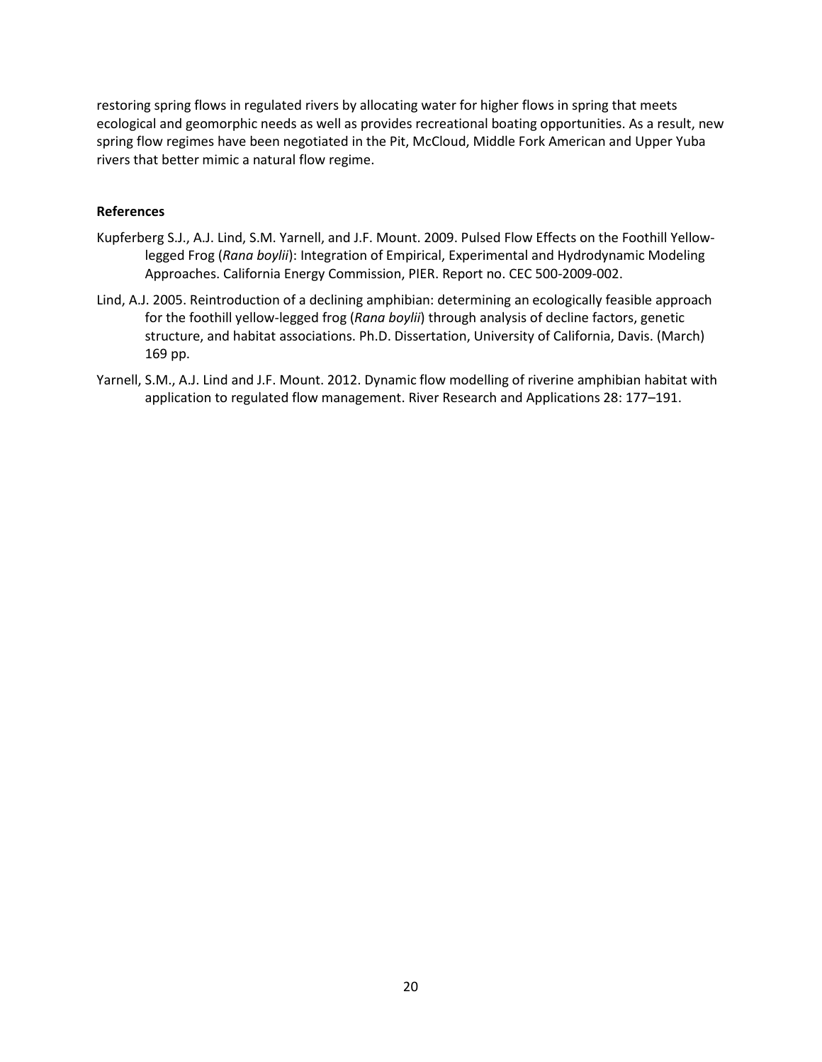restoring spring flows in regulated rivers by allocating water for higher flows in spring that meets ecological and geomorphic needs as well as provides recreational boating opportunities. As a result, new spring flow regimes have been negotiated in the Pit, McCloud, Middle Fork American and Upper Yuba rivers that better mimic a natural flow regime.

**References**

Kupferberg S.J., A.J. Lind, S.M. Yarnell, and J.F. Mount. 2009. Pulsed Flow Effects on the Foothill Yellow-legged Frog (*Rana boylii*): Integration of Empirical, Experimental and Hydrodynamic Modeling Approaches. California Energy Commission, PIER. Report no. CEC 500-2009-002.

Lind, A.J. 2005. Reintroduction of a declining amphibian: determining an ecologically feasible approach for the foothill yellow-legged frog (*Rana boylii*) through analysis of decline factors, genetic structure, and habitat associations. Ph.D. Dissertation, University of California, Davis. (March) 169 pp.

Yarnell, S.M., A.J. Lind and J.F. Mount. 2012. Dynamic flow modelling of riverine amphibian habitat with application to regulated flow management. River Research and Applications 28: 177–191.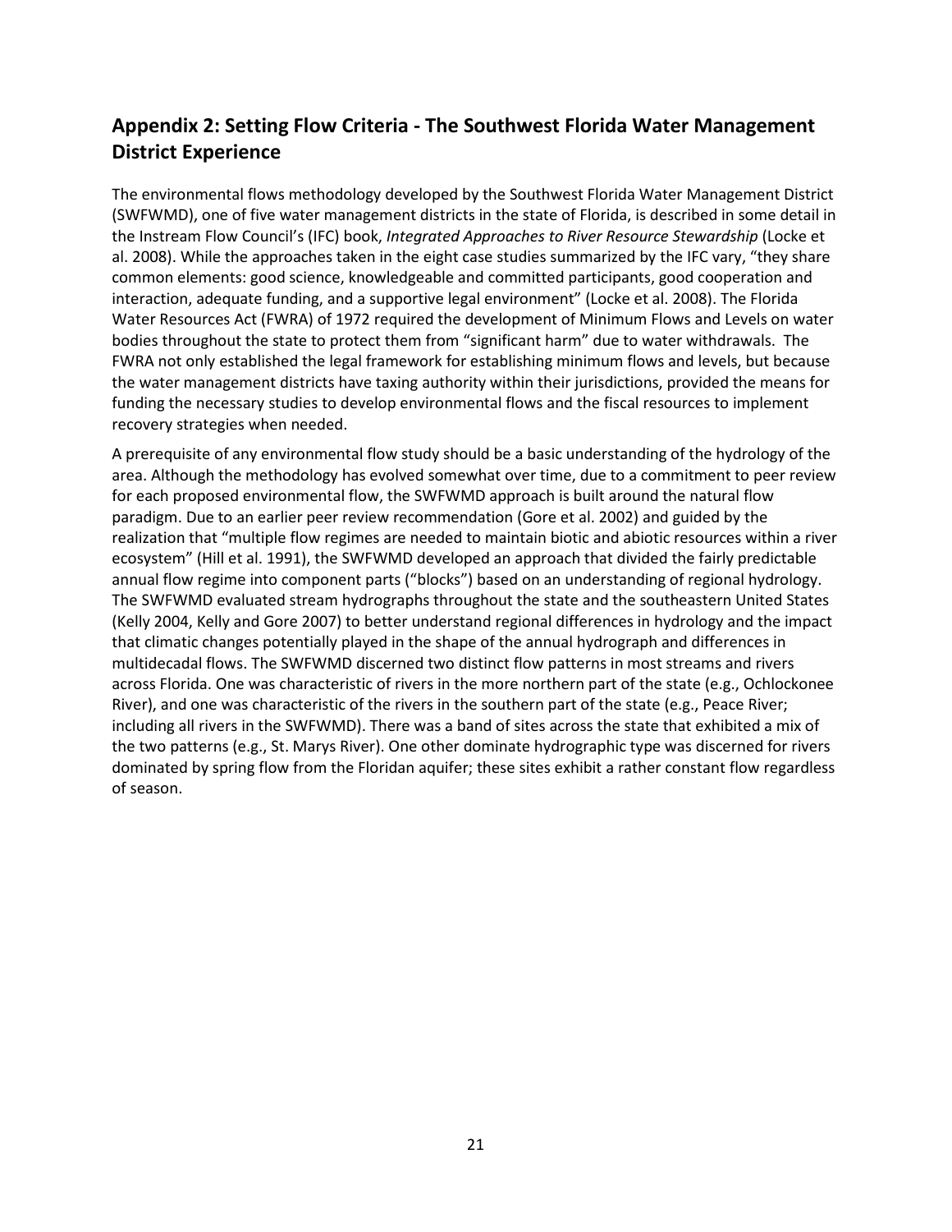## Appendix 2: Setting Flow Criteria - The Southwest Florida Water Management District Experience

The environmental flows methodology developed by the Southwest Florida Water Management District (SWFWMD), one of five water management districts in the state of Florida, is described in some detail in the Instream Flow Council's (IFC) book, *Integrated Approaches to River Resource Stewardship* (Locke et al. 2008). While the approaches taken in the eight case studies summarized by the IFC vary, "they share common elements: good science, knowledgeable and committed participants, good cooperation and interaction, adequate funding, and a supportive legal environment" (Locke et al. 2008). The Florida Water Resources Act (FWRA) of 1972 required the development of Minimum Flows and Levels on water bodies throughout the state to protect them from "significant harm" due to water withdrawals. The FWRA not only established the legal framework for establishing minimum flows and levels, but because the water management districts have taxing authority within their jurisdictions, provided the means for funding the necessary studies to develop environmental flows and the fiscal resources to implement recovery strategies when needed.

A prerequisite of any environmental flow study should be a basic understanding of the hydrology of the area. Although the methodology has evolved somewhat over time, due to a commitment to peer review for each proposed environmental flow, the SWFWMD approach is built around the natural flow paradigm. Due to an earlier peer review recommendation (Gore et al. 2002) and guided by the realization that "multiple flow regimes are needed to maintain biotic and abiotic resources within a river ecosystem" (Hill et al. 1991), the SWFWMD developed an approach that divided the fairly predictable annual flow regime into component parts ("blocks") based on an understanding of regional hydrology. The SWFWMD evaluated stream hydrographs throughout the state and the southeastern United States (Kelly 2004, Kelly and Gore 2007) to better understand regional differences in hydrology and the impact that climatic changes potentially played in the shape of the annual hydrograph and differences in multidecadal flows. The SWFWMD discerned two distinct flow patterns in most streams and rivers across Florida. One was characteristic of rivers in the more northern part of the state (e.g., Ochlockonee River), and one was characteristic of the rivers in the southern part of the state (e.g., Peace River; including all rivers in the SWFWMD). There was a band of sites across the state that exhibited a mix of the two patterns (e.g., St. Marys River). One other dominate hydrographic type was discerned for rivers dominated by spring flow from the Floridan aquifer; these sites exhibit a rather constant flow regardless of season.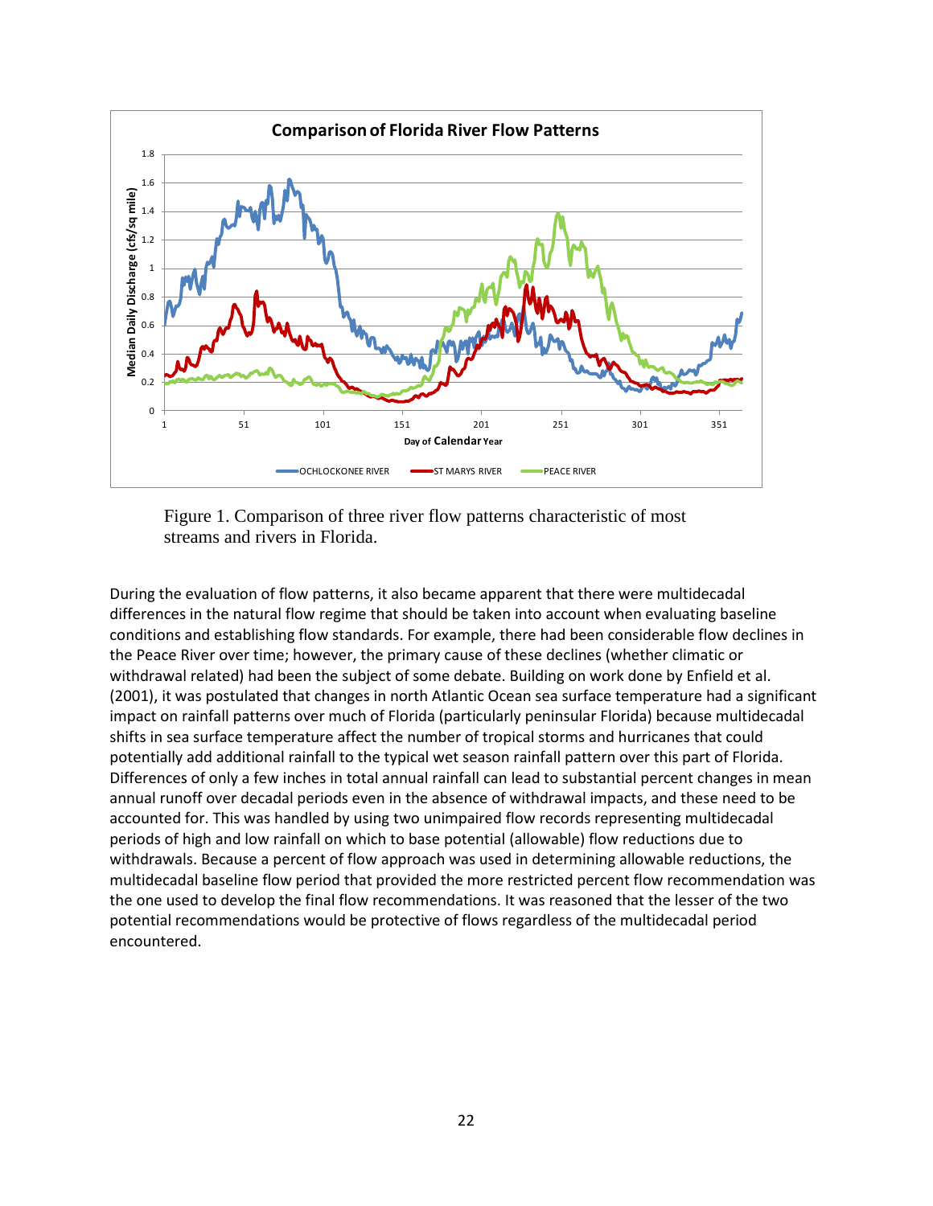Figure 1. Comparison of three river flow patterns characteristic of most streams and rivers in Florida.

During the evaluation of flow patterns, it also became apparent that there were multidecadal differences in the natural flow regime that should be taken into account when evaluating baseline conditions and establishing flow standards. For example, there had been considerable flow declines in the Peace River over time; however, the primary cause of these declines (whether climatic or withdrawal related) had been the subject of some debate. Building on work done by Enfield et al. (2001), it was postulated that changes in north Atlantic Ocean sea surface temperature had a significant impact on rainfall patterns over much of Florida (particularly peninsular Florida) because multidecadal shifts in sea surface temperature affect the number of tropical storms and hurricanes that could potentially add additional rainfall to the typical wet season rainfall pattern over this part of Florida. Differences of only a few inches in total annual rainfall can lead to substantial percent changes in mean annual runoff over decadal periods even in the absence of withdrawal impacts, and these need to be accounted for. This was handled by using two unimpaired flow records representing multidecadal periods of high and low rainfall on which to base potential (allowable) flow reductions due to withdrawals. Because a percent of flow approach was used in determining allowable reductions, the multidecadal baseline flow period that provided the more restricted percent flow recommendation was the one used to develop the final flow recommendations. It was reasoned that the lesser of the two potential recommendations would be protective of flows regardless of the multidecadal period encountered.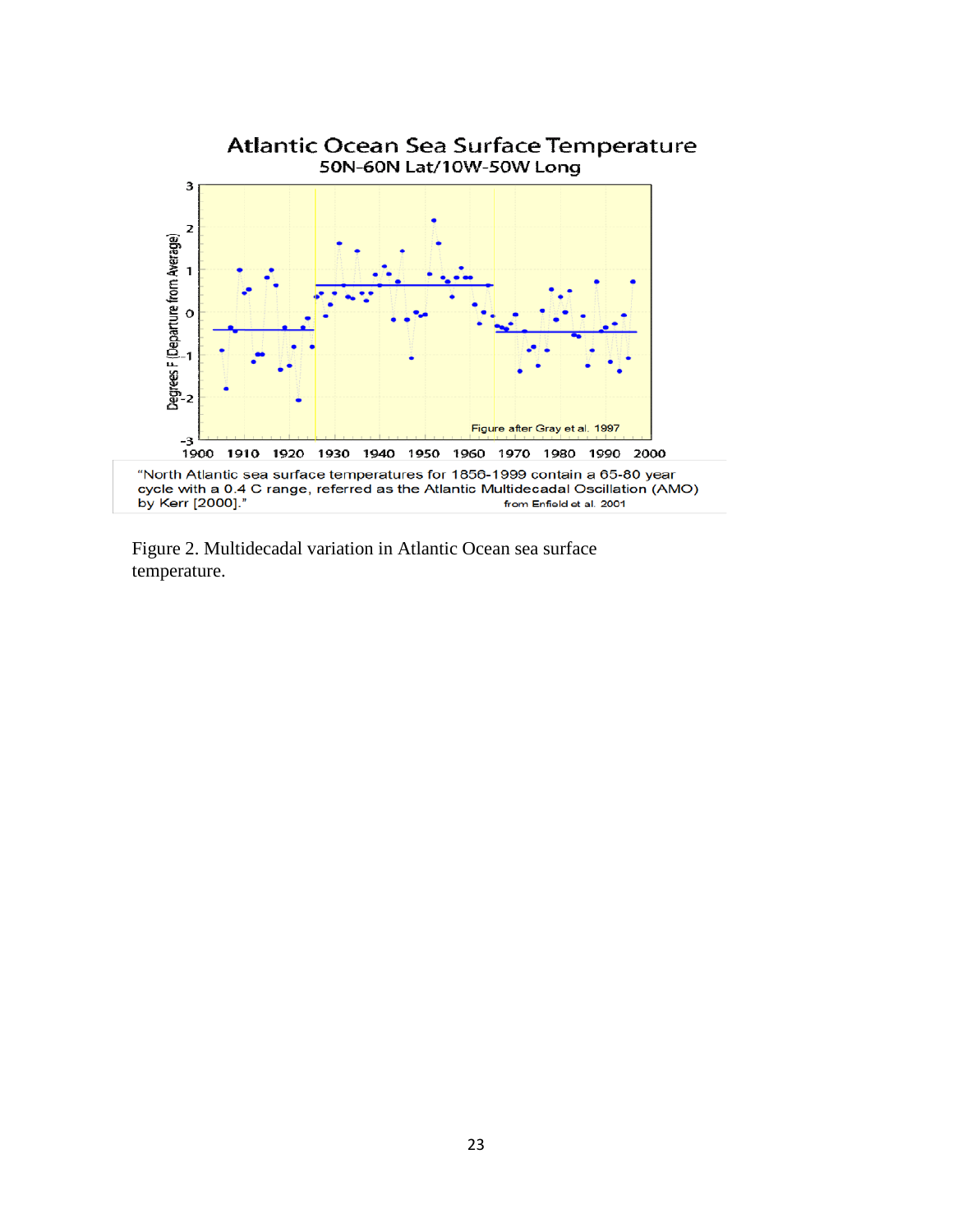Atlantic Ocean Sea Surface Temperature
50N-60N Lat/10W-50W Long

Degrees F (Departure from Average)

Figure after Gray et al. 1997

"North Atlantic sea surface temperatures for 1856-1999 contain a 65-80 year cycle with a 0.4 C range, referred as the Atlantic Multidecadal Oscillation (AMO) by Kerr [2000]."

from Enfield et al. 2001

Figure 2. Multidecadal variation in Atlantic Ocean sea surface temperature.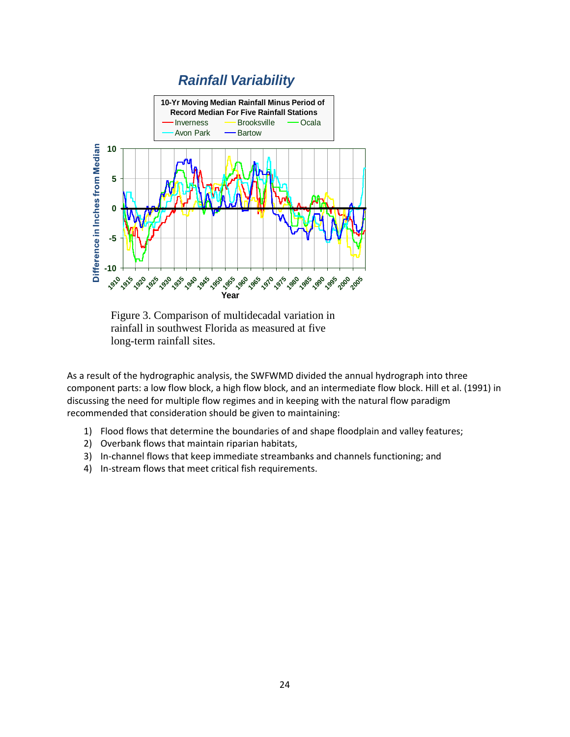Figure 3. Comparison of multidecadal variation in rainfall in southwest Florida as measured at five long-term rainfall sites.

As a result of the hydrographic analysis, the SWFWMD divided the annual hydrograph into three component parts: a low flow block, a high flow block, and an intermediate flow block. Hill et al. (1991) in discussing the need for multiple flow regimes and in keeping with the natural flow paradigm recommended that consideration should be given to maintaining:

1) Flood flows that determine the boundaries of and shape floodplain and valley features;
2) Overbank flows that maintain riparian habitats,
3) In-channel flows that keep immediate streambanks and channels functioning; and
4) In-stream flows that meet critical fish requirements.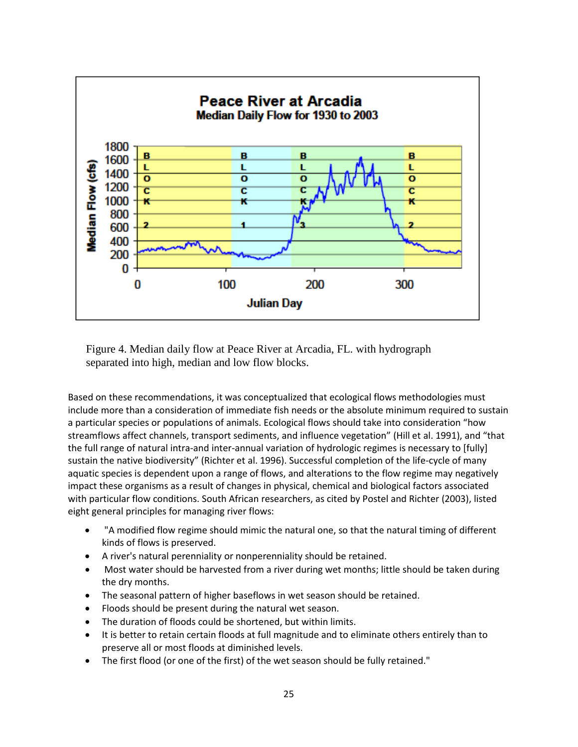Figure 4. Median daily flow at Peace River at Arcadia, FL. with hydrograph separated into high, median and low flow blocks.

Based on these recommendations, it was conceptualized that ecological flows methodologies must include more than a consideration of immediate fish needs or the absolute minimum required to sustain a particular species or populations of animals. Ecological flows should take into consideration "how streamflows affect channels, transport sediments, and influence vegetation" (Hill et al. 1991), and "that the full range of natural intra-and inter-annual variation of hydrologic regimes is necessary to [fully] sustain the native biodiversity" (Richter et al. 1996). Successful completion of the life-cycle of many aquatic species is dependent upon a range of flows, and alterations to the flow regime may negatively impact these organisms as a result of changes in physical, chemical and biological factors associated with particular flow conditions. South African researchers, as cited by Postel and Richter (2003), listed eight general principles for managing river flows:

- "A modified flow regime should mimic the natural one, so that the natural timing of different kinds of flows is preserved.
- A river's natural perenniality or nonperenniality should be retained.
- Most water should be harvested from a river during wet months; little should be taken during the dry months.
- The seasonal pattern of higher baseflows in wet season should be retained.
- Floods should be present during the natural wet season.
- The duration of floods could be shortened, but within limits.
- It is better to retain certain floods at full magnitude and to eliminate others entirely than to preserve all or most floods at diminished levels.
- The first flood (or one of the first) of the wet season should be fully retained."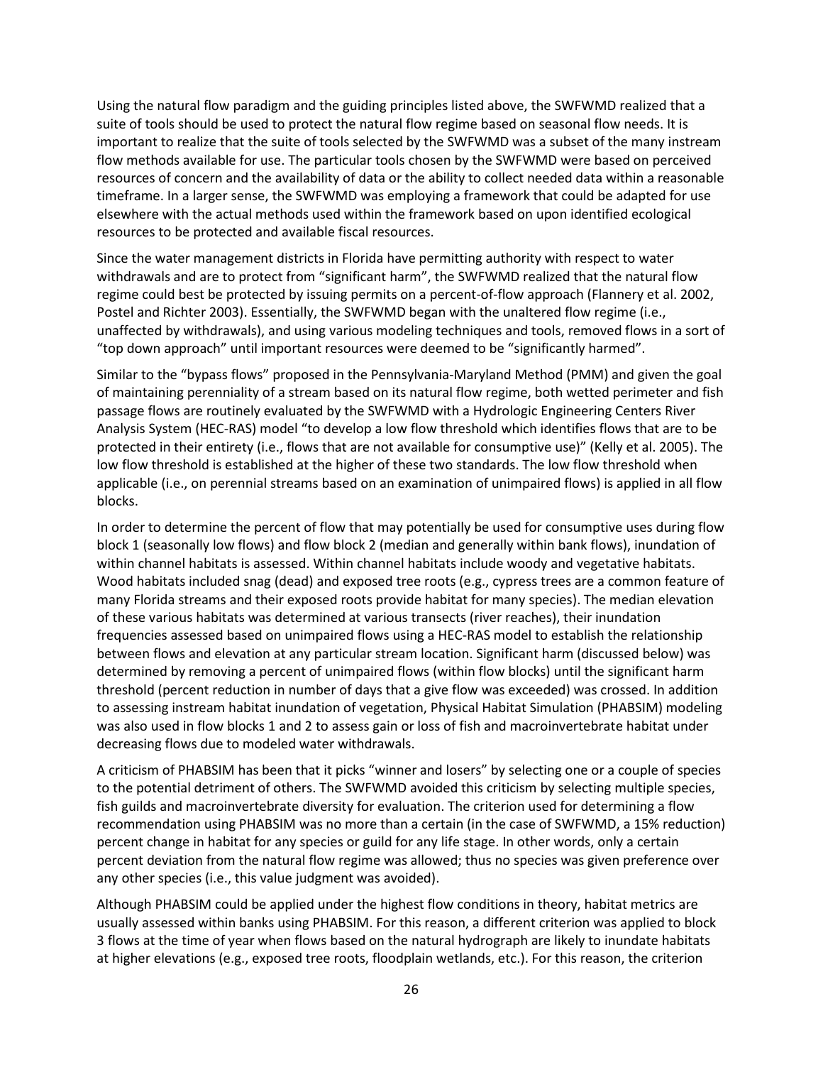Using the natural flow paradigm and the guiding principles listed above, the SWFWMD realized that a suite of tools should be used to protect the natural flow regime based on seasonal flow needs. It is important to realize that the suite of tools selected by the SWFWMD was a subset of the many instream flow methods available for use. The particular tools chosen by the SWFWMD were based on perceived resources of concern and the availability of data or the ability to collect needed data within a reasonable timeframe. In a larger sense, the SWFWMD was employing a framework that could be adapted for use elsewhere with the actual methods used within the framework based on upon identified ecological resources to be protected and available fiscal resources.

Since the water management districts in Florida have permitting authority with respect to water withdrawals and are to protect from "significant harm", the SWFWMD realized that the natural flow regime could best be protected by issuing permits on a percent-of-flow approach (Flannery et al. 2002, Postel and Richter 2003). Essentially, the SWFWMD began with the unaltered flow regime (i.e., unaffected by withdrawals), and using various modeling techniques and tools, removed flows in a sort of "top down approach" until important resources were deemed to be "significantly harmed".

Similar to the "bypass flows" proposed in the Pennsylvania-Maryland Method (PMM) and given the goal of maintaining perenniality of a stream based on its natural flow regime, both wetted perimeter and fish passage flows are routinely evaluated by the SWFWMD with a Hydrologic Engineering Centers River Analysis System (HEC-RAS) model "to develop a low flow threshold which identifies flows that are to be protected in their entirety (i.e., flows that are not available for consumptive use)" (Kelly et al. 2005). The low flow threshold is established at the higher of these two standards. The low flow threshold when applicable (i.e., on perennial streams based on an examination of unimpaired flows) is applied in all flow blocks.

In order to determine the percent of flow that may potentially be used for consumptive uses during flow block 1 (seasonally low flows) and flow block 2 (median and generally within bank flows), inundation of within channel habitats is assessed. Within channel habitats include woody and vegetative habitats. Wood habitats included snag (dead) and exposed tree roots (e.g., cypress trees are a common feature of many Florida streams and their exposed roots provide habitat for many species). The median elevation of these various habitats was determined at various transects (river reaches), their inundation frequencies assessed based on unimpaired flows using a HEC-RAS model to establish the relationship between flows and elevation at any particular stream location. Significant harm (discussed below) was determined by removing a percent of unimpaired flows (within flow blocks) until the significant harm threshold (percent reduction in number of days that a give flow was exceeded) was crossed. In addition to assessing instream habitat inundation of vegetation, Physical Habitat Simulation (PHABSIM) modeling was also used in flow blocks 1 and 2 to assess gain or loss of fish and macroinvertebrate habitat under decreasing flows due to modeled water withdrawals.

A criticism of PHABSIM has been that it picks "winner and losers" by selecting one or a couple of species to the potential detriment of others. The SWFWMD avoided this criticism by selecting multiple species, fish guilds and macroinvertebrate diversity for evaluation. The criterion used for determining a flow recommendation using PHABSIM was no more than a certain (in the case of SWFWMD, a 15% reduction) percent change in habitat for any species or guild for any life stage. In other words, only a certain percent deviation from the natural flow regime was allowed; thus no species was given preference over any other species (i.e., this value judgment was avoided).

Although PHABSIM could be applied under the highest flow conditions in theory, habitat metrics are usually assessed within banks using PHABSIM. For this reason, a different criterion was applied to block 3 flows at the time of year when flows based on the natural hydrograph are likely to inundate habitats at higher elevations (e.g., exposed tree roots, floodplain wetlands, etc.). For this reason, the criterion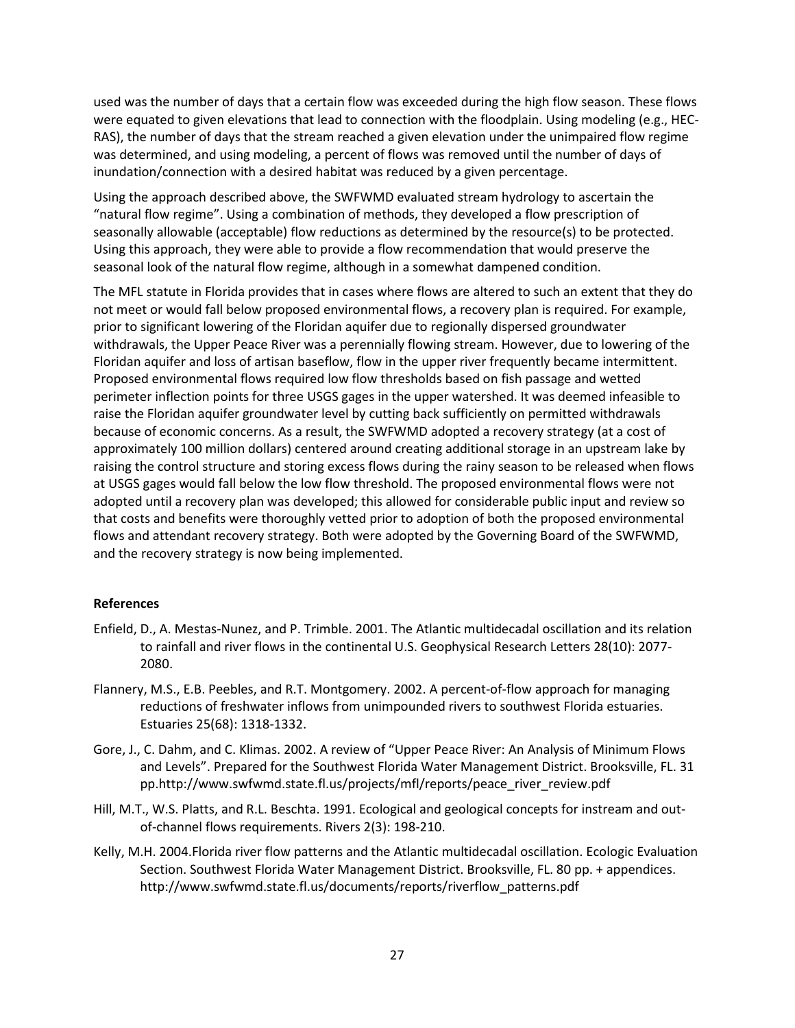used was the number of days that a certain flow was exceeded during the high flow season. These flows were equated to given elevations that lead to connection with the floodplain. Using modeling (e.g., HEC-RAS), the number of days that the stream reached a given elevation under the unimpaired flow regime was determined, and using modeling, a percent of flows was removed until the number of days of inundation/connection with a desired habitat was reduced by a given percentage.

Using the approach described above, the SWFWMD evaluated stream hydrology to ascertain the "natural flow regime". Using a combination of methods, they developed a flow prescription of seasonally allowable (acceptable) flow reductions as determined by the resource(s) to be protected. Using this approach, they were able to provide a flow recommendation that would preserve the seasonal look of the natural flow regime, although in a somewhat dampened condition.

The MFL statute in Florida provides that in cases where flows are altered to such an extent that they do not meet or would fall below proposed environmental flows, a recovery plan is required. For example, prior to significant lowering of the Floridan aquifer due to regionally dispersed groundwater withdrawals, the Upper Peace River was a perennially flowing stream. However, due to lowering of the Floridan aquifer and loss of artisan baseflow, flow in the upper river frequently became intermittent. Proposed environmental flows required low flow thresholds based on fish passage and wetted perimeter inflection points for three USGS gages in the upper watershed. It was deemed infeasible to raise the Floridan aquifer groundwater level by cutting back sufficiently on permitted withdrawals because of economic concerns. As a result, the SWFWMD adopted a recovery strategy (at a cost of approximately 100 million dollars) centered around creating additional storage in an upstream lake by raising the control structure and storing excess flows during the rainy season to be released when flows at USGS gages would fall below the low flow threshold. The proposed environmental flows were not adopted until a recovery plan was developed; this allowed for considerable public input and review so that costs and benefits were thoroughly vetted prior to adoption of both the proposed environmental flows and attendant recovery strategy. Both were adopted by the Governing Board of the SWFWMD, and the recovery strategy is now being implemented.

**References**

Enfield, D., A. Mestas-Nunez, and P. Trimble. 2001. The Atlantic multidecadal oscillation and its relation to rainfall and river flows in the continental U.S. Geophysical Research Letters 28(10): 2077-2080.

Flannery, M.S., E.B. Peebles, and R.T. Montgomery. 2002. A percent-of-flow approach for managing reductions of freshwater inflows from unimpounded rivers to southwest Florida estuaries. Estuaries 25(68): 1318-1332.

Gore, J., C. Dahm, and C. Klimas. 2002. A review of "Upper Peace River: An Analysis of Minimum Flows and Levels". Prepared for the Southwest Florida Water Management District. Brooksville, FL. 31 pp.http://www.swfwmd.state.fl.us/projects/mfl/reports/peace_river_review.pdf

Hill, M.T., W.S. Platts, and R.L. Beschta. 1991. Ecological and geological concepts for instream and out-of-channel flows requirements. Rivers 2(3): 198-210.

Kelly, M.H. 2004.Florida river flow patterns and the Atlantic multidecadal oscillation. Ecologic Evaluation Section. Southwest Florida Water Management District. Brooksville, FL. 80 pp. + appendices. http://www.swfwmd.state.fl.us/documents/reports/riverflow_patterns.pdf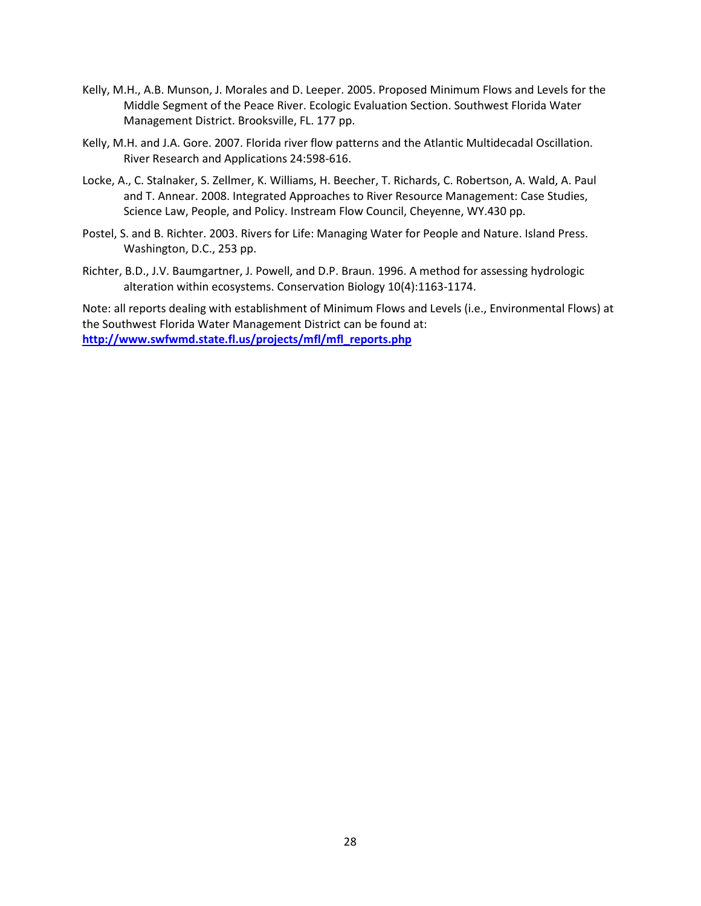Kelly, M.H., A.B. Munson, J. Morales and D. Leeper. 2005. Proposed Minimum Flows and Levels for the Middle Segment of the Peace River. Ecologic Evaluation Section. Southwest Florida Water Management District. Brooksville, FL. 177 pp.

Kelly, M.H. and J.A. Gore. 2007. Florida river flow patterns and the Atlantic Multidecadal Oscillation. River Research and Applications 24:598-616.

Locke, A., C. Stalnaker, S. Zellmer, K. Williams, H. Beecher, T. Richards, C. Robertson, A. Wald, A. Paul and T. Annear. 2008. Integrated Approaches to River Resource Management: Case Studies, Science Law, People, and Policy. Instream Flow Council, Cheyenne, WY.430 pp.

Postel, S. and B. Richter. 2003. Rivers for Life: Managing Water for People and Nature. Island Press. Washington, D.C., 253 pp.

Richter, B.D., J.V. Baumgartner, J. Powell, and D.P. Braun. 1996. A method for assessing hydrologic alteration within ecosystems. Conservation Biology 10(4):1163-1174.

Note: all reports dealing with establishment of Minimum Flows and Levels (i.e., Environmental Flows) at the Southwest Florida Water Management District can be found at: **http://www.swfwmd.state.fl.us/projects/mfl/mfl_reports.php**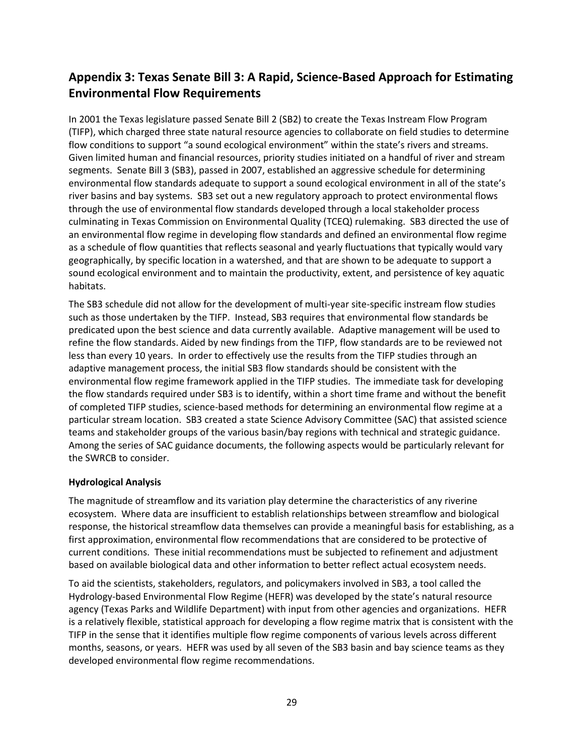## Appendix 3: Texas Senate Bill 3: A Rapid, Science-Based Approach for Estimating Environmental Flow Requirements

In 2001 the Texas legislature passed Senate Bill 2 (SB2) to create the Texas Instream Flow Program (TIFP), which charged three state natural resource agencies to collaborate on field studies to determine flow conditions to support "a sound ecological environment" within the state's rivers and streams. Given limited human and financial resources, priority studies initiated on a handful of river and stream segments. Senate Bill 3 (SB3), passed in 2007, established an aggressive schedule for determining environmental flow standards adequate to support a sound ecological environment in all of the state's river basins and bay systems. SB3 set out a new regulatory approach to protect environmental flows through the use of environmental flow standards developed through a local stakeholder process culminating in Texas Commission on Environmental Quality (TCEQ) rulemaking. SB3 directed the use of an environmental flow regime in developing flow standards and defined an environmental flow regime as a schedule of flow quantities that reflects seasonal and yearly fluctuations that typically would vary geographically, by specific location in a watershed, and that are shown to be adequate to support a sound ecological environment and to maintain the productivity, extent, and persistence of key aquatic habitats.

The SB3 schedule did not allow for the development of multi-year site-specific instream flow studies such as those undertaken by the TIFP. Instead, SB3 requires that environmental flow standards be predicated upon the best science and data currently available. Adaptive management will be used to refine the flow standards. Aided by new findings from the TIFP, flow standards are to be reviewed not less than every 10 years. In order to effectively use the results from the TIFP studies through an adaptive management process, the initial SB3 flow standards should be consistent with the environmental flow regime framework applied in the TIFP studies. The immediate task for developing the flow standards required under SB3 is to identify, within a short time frame and without the benefit of completed TIFP studies, science-based methods for determining an environmental flow regime at a particular stream location. SB3 created a state Science Advisory Committee (SAC) that assisted science teams and stakeholder groups of the various basin/bay regions with technical and strategic guidance. Among the series of SAC guidance documents, the following aspects would be particularly relevant for the SWRCB to consider.

**Hydrological Analysis**

The magnitude of streamflow and its variation play determine the characteristics of any riverine ecosystem. Where data are insufficient to establish relationships between streamflow and biological response, the historical streamflow data themselves can provide a meaningful basis for establishing, as a first approximation, environmental flow recommendations that are considered to be protective of current conditions. These initial recommendations must be subjected to refinement and adjustment based on available biological data and other information to better reflect actual ecosystem needs.

To aid the scientists, stakeholders, regulators, and policymakers involved in SB3, a tool called the Hydrology-based Environmental Flow Regime (HEFR) was developed by the state's natural resource agency (Texas Parks and Wildlife Department) with input from other agencies and organizations. HEFR is a relatively flexible, statistical approach for developing a flow regime matrix that is consistent with the TIFP in the sense that it identifies multiple flow regime components of various levels across different months, seasons, or years. HEFR was used by all seven of the SB3 basin and bay science teams as they developed environmental flow regime recommendations.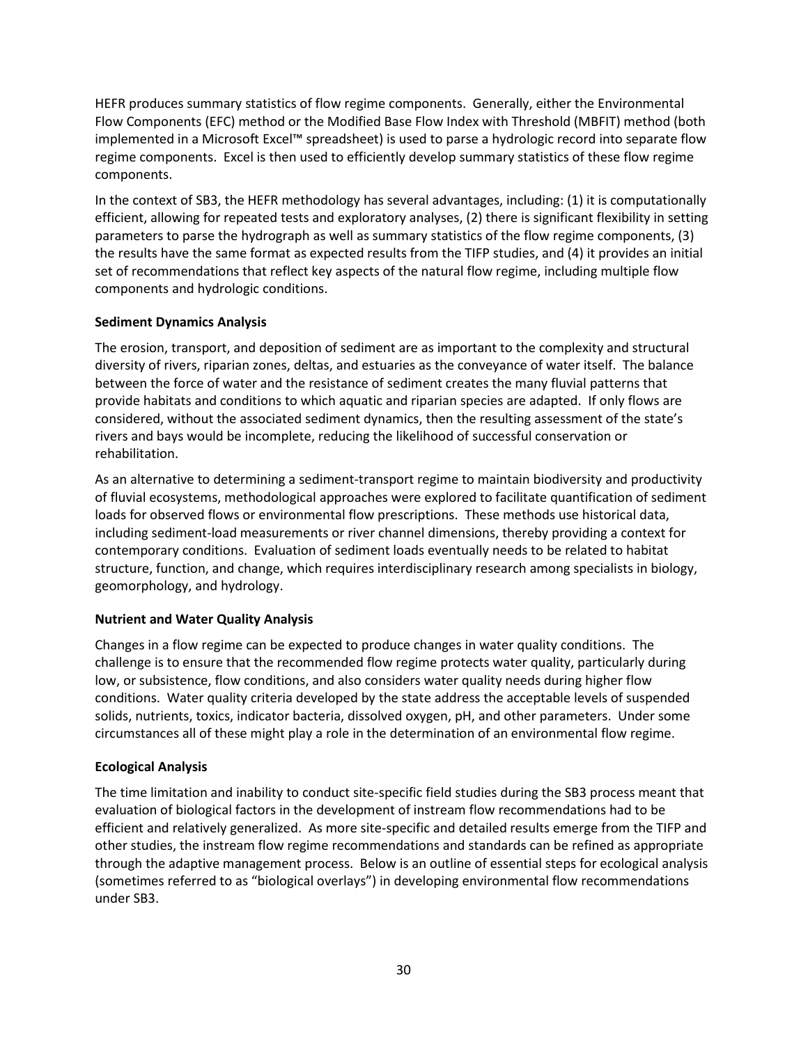HEFR produces summary statistics of flow regime components. Generally, either the Environmental Flow Components (EFC) method or the Modified Base Flow Index with Threshold (MBFIT) method (both implemented in a Microsoft Excel™ spreadsheet) is used to parse a hydrologic record into separate flow regime components. Excel is then used to efficiently develop summary statistics of these flow regime components.

In the context of SB3, the HEFR methodology has several advantages, including: (1) it is computationally efficient, allowing for repeated tests and exploratory analyses, (2) there is significant flexibility in setting parameters to parse the hydrograph as well as summary statistics of the flow regime components, (3) the results have the same format as expected results from the TIFP studies, and (4) it provides an initial set of recommendations that reflect key aspects of the natural flow regime, including multiple flow components and hydrologic conditions.

**Sediment Dynamics Analysis**

The erosion, transport, and deposition of sediment are as important to the complexity and structural diversity of rivers, riparian zones, deltas, and estuaries as the conveyance of water itself. The balance between the force of water and the resistance of sediment creates the many fluvial patterns that provide habitats and conditions to which aquatic and riparian species are adapted. If only flows are considered, without the associated sediment dynamics, then the resulting assessment of the state's rivers and bays would be incomplete, reducing the likelihood of successful conservation or rehabilitation.

As an alternative to determining a sediment-transport regime to maintain biodiversity and productivity of fluvial ecosystems, methodological approaches were explored to facilitate quantification of sediment loads for observed flows or environmental flow prescriptions. These methods use historical data, including sediment-load measurements or river channel dimensions, thereby providing a context for contemporary conditions. Evaluation of sediment loads eventually needs to be related to habitat structure, function, and change, which requires interdisciplinary research among specialists in biology, geomorphology, and hydrology.

**Nutrient and Water Quality Analysis**

Changes in a flow regime can be expected to produce changes in water quality conditions. The challenge is to ensure that the recommended flow regime protects water quality, particularly during low, or subsistence, flow conditions, and also considers water quality needs during higher flow conditions. Water quality criteria developed by the state address the acceptable levels of suspended solids, nutrients, toxics, indicator bacteria, dissolved oxygen, pH, and other parameters. Under some circumstances all of these might play a role in the determination of an environmental flow regime.

**Ecological Analysis**

The time limitation and inability to conduct site-specific field studies during the SB3 process meant that evaluation of biological factors in the development of instream flow recommendations had to be efficient and relatively generalized. As more site-specific and detailed results emerge from the TIFP and other studies, the instream flow regime recommendations and standards can be refined as appropriate through the adaptive management process. Below is an outline of essential steps for ecological analysis (sometimes referred to as "biological overlays") in developing environmental flow recommendations under SB3.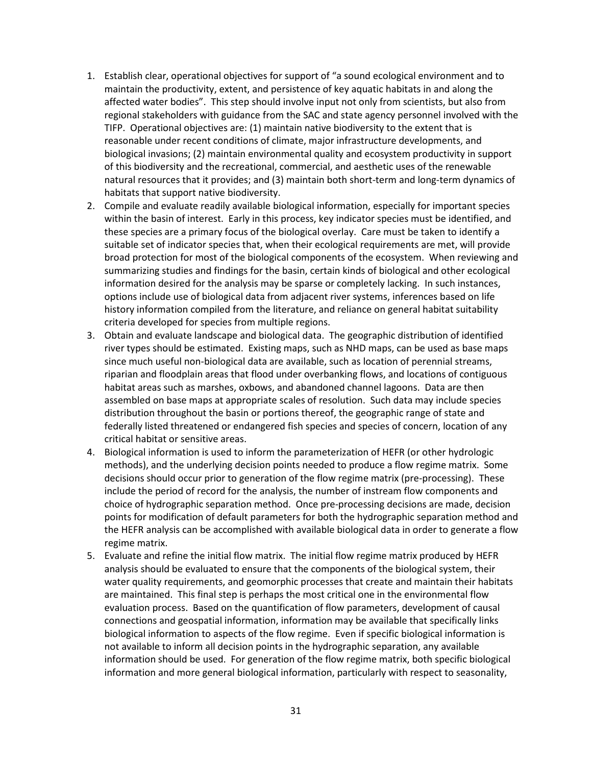1. Establish clear, operational objectives for support of "a sound ecological environment and to maintain the productivity, extent, and persistence of key aquatic habitats in and along the affected water bodies". This step should involve input not only from scientists, but also from regional stakeholders with guidance from the SAC and state agency personnel involved with the TIFP. Operational objectives are: (1) maintain native biodiversity to the extent that is reasonable under recent conditions of climate, major infrastructure developments, and biological invasions; (2) maintain environmental quality and ecosystem productivity in support of this biodiversity and the recreational, commercial, and aesthetic uses of the renewable natural resources that it provides; and (3) maintain both short-term and long-term dynamics of habitats that support native biodiversity.
2. Compile and evaluate readily available biological information, especially for important species within the basin of interest. Early in this process, key indicator species must be identified, and these species are a primary focus of the biological overlay. Care must be taken to identify a suitable set of indicator species that, when their ecological requirements are met, will provide broad protection for most of the biological components of the ecosystem. When reviewing and summarizing studies and findings for the basin, certain kinds of biological and other ecological information desired for the analysis may be sparse or completely lacking. In such instances, options include use of biological data from adjacent river systems, inferences based on life history information compiled from the literature, and reliance on general habitat suitability criteria developed for species from multiple regions.
3. Obtain and evaluate landscape and biological data. The geographic distribution of identified river types should be estimated. Existing maps, such as NHD maps, can be used as base maps since much useful non-biological data are available, such as location of perennial streams, riparian and floodplain areas that flood under overbanking flows, and locations of contiguous habitat areas such as marshes, oxbows, and abandoned channel lagoons. Data are then assembled on base maps at appropriate scales of resolution. Such data may include species distribution throughout the basin or portions thereof, the geographic range of state and federally listed threatened or endangered fish species and species of concern, location of any critical habitat or sensitive areas.
4. Biological information is used to inform the parameterization of HEFR (or other hydrologic methods), and the underlying decision points needed to produce a flow regime matrix. Some decisions should occur prior to generation of the flow regime matrix (pre-processing). These include the period of record for the analysis, the number of instream flow components and choice of hydrographic separation method. Once pre-processing decisions are made, decision points for modification of default parameters for both the hydrographic separation method and the HEFR analysis can be accomplished with available biological data in order to generate a flow regime matrix.
5. Evaluate and refine the initial flow matrix. The initial flow regime matrix produced by HEFR analysis should be evaluated to ensure that the components of the biological system, their water quality requirements, and geomorphic processes that create and maintain their habitats are maintained. This final step is perhaps the most critical one in the environmental flow evaluation process. Based on the quantification of flow parameters, development of causal connections and geospatial information, information may be available that specifically links biological information to aspects of the flow regime. Even if specific biological information is not available to inform all decision points in the hydrographic separation, any available information should be used. For generation of the flow regime matrix, both specific biological information and more general biological information, particularly with respect to seasonality,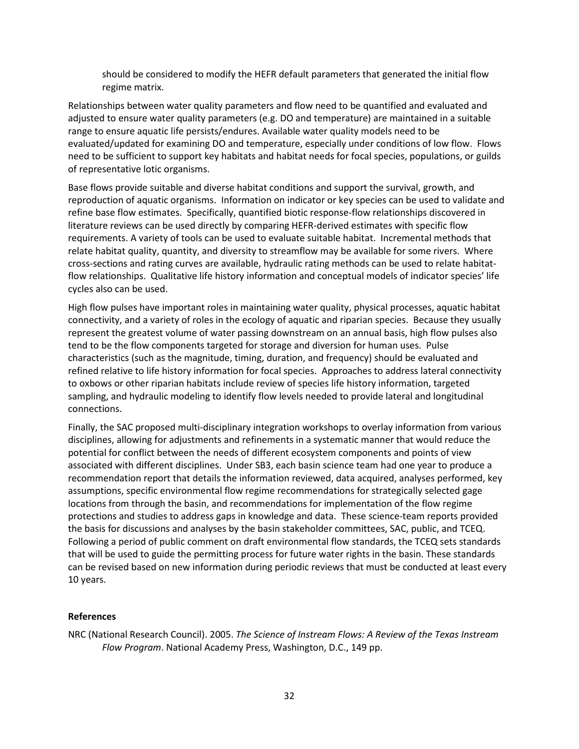should be considered to modify the HEFR default parameters that generated the initial flow regime matrix.

Relationships between water quality parameters and flow need to be quantified and evaluated and adjusted to ensure water quality parameters (e.g. DO and temperature) are maintained in a suitable range to ensure aquatic life persists/endures. Available water quality models need to be evaluated/updated for examining DO and temperature, especially under conditions of low flow. Flows need to be sufficient to support key habitats and habitat needs for focal species, populations, or guilds of representative lotic organisms.

Base flows provide suitable and diverse habitat conditions and support the survival, growth, and reproduction of aquatic organisms. Information on indicator or key species can be used to validate and refine base flow estimates. Specifically, quantified biotic response-flow relationships discovered in literature reviews can be used directly by comparing HEFR-derived estimates with specific flow requirements. A variety of tools can be used to evaluate suitable habitat. Incremental methods that relate habitat quality, quantity, and diversity to streamflow may be available for some rivers. Where cross-sections and rating curves are available, hydraulic rating methods can be used to relate habitat-flow relationships. Qualitative life history information and conceptual models of indicator species' life cycles also can be used.

High flow pulses have important roles in maintaining water quality, physical processes, aquatic habitat connectivity, and a variety of roles in the ecology of aquatic and riparian species. Because they usually represent the greatest volume of water passing downstream on an annual basis, high flow pulses also tend to be the flow components targeted for storage and diversion for human uses. Pulse characteristics (such as the magnitude, timing, duration, and frequency) should be evaluated and refined relative to life history information for focal species. Approaches to address lateral connectivity to oxbows or other riparian habitats include review of species life history information, targeted sampling, and hydraulic modeling to identify flow levels needed to provide lateral and longitudinal connections.

Finally, the SAC proposed multi-disciplinary integration workshops to overlay information from various disciplines, allowing for adjustments and refinements in a systematic manner that would reduce the potential for conflict between the needs of different ecosystem components and points of view associated with different disciplines. Under SB3, each basin science team had one year to produce a recommendation report that details the information reviewed, data acquired, analyses performed, key assumptions, specific environmental flow regime recommendations for strategically selected gage locations from through the basin, and recommendations for implementation of the flow regime protections and studies to address gaps in knowledge and data. These science-team reports provided the basis for discussions and analyses by the basin stakeholder committees, SAC, public, and TCEQ. Following a period of public comment on draft environmental flow standards, the TCEQ sets standards that will be used to guide the permitting process for future water rights in the basin. These standards can be revised based on new information during periodic reviews that must be conducted at least every 10 years.

**References**

NRC (National Research Council). 2005. *The Science of Instream Flows: A Review of the Texas Instream Flow Program*. National Academy Press, Washington, D.C., 149 pp.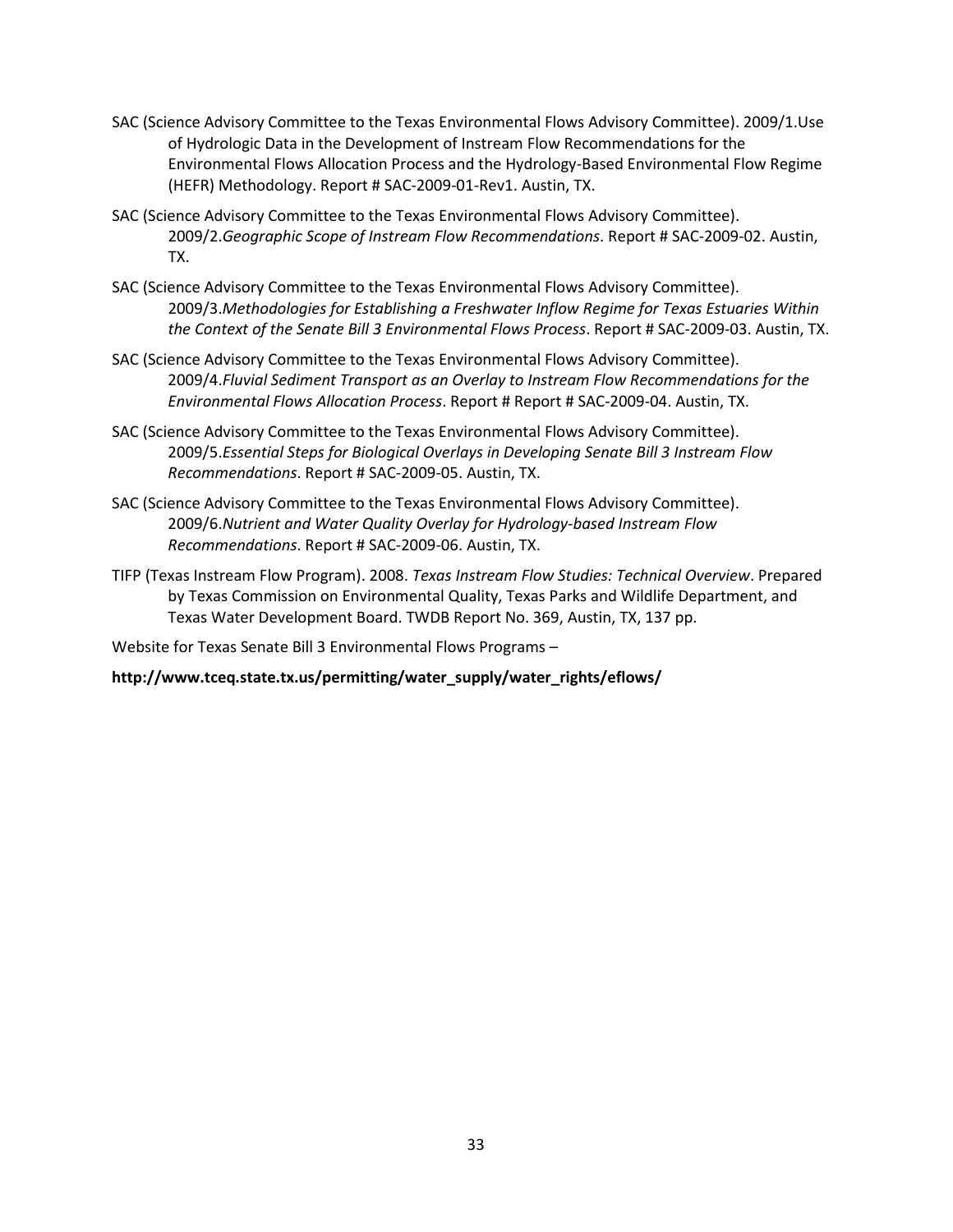SAC (Science Advisory Committee to the Texas Environmental Flows Advisory Committee). 2009/1.Use of Hydrologic Data in the Development of Instream Flow Recommendations for the Environmental Flows Allocation Process and the Hydrology-Based Environmental Flow Regime (HEFR) Methodology. Report # SAC-2009-01-Rev1. Austin, TX.

SAC (Science Advisory Committee to the Texas Environmental Flows Advisory Committee). 2009/2.*Geographic Scope of Instream Flow Recommendations*. Report # SAC-2009-02. Austin, TX.

SAC (Science Advisory Committee to the Texas Environmental Flows Advisory Committee). 2009/3.*Methodologies for Establishing a Freshwater Inflow Regime for Texas Estuaries Within the Context of the Senate Bill 3 Environmental Flows Process*. Report # SAC-2009-03. Austin, TX.

SAC (Science Advisory Committee to the Texas Environmental Flows Advisory Committee). 2009/4.*Fluvial Sediment Transport as an Overlay to Instream Flow Recommendations for the Environmental Flows Allocation Process*. Report # Report # SAC-2009-04. Austin, TX.

SAC (Science Advisory Committee to the Texas Environmental Flows Advisory Committee). 2009/5.*Essential Steps for Biological Overlays in Developing Senate Bill 3 Instream Flow Recommendations*. Report # SAC-2009-05. Austin, TX.

SAC (Science Advisory Committee to the Texas Environmental Flows Advisory Committee). 2009/6.*Nutrient and Water Quality Overlay for Hydrology-based Instream Flow Recommendations*. Report # SAC-2009-06. Austin, TX.

TIFP (Texas Instream Flow Program). 2008. *Texas Instream Flow Studies: Technical Overview*. Prepared by Texas Commission on Environmental Quality, Texas Parks and Wildlife Department, and Texas Water Development Board. TWDB Report No. 369, Austin, TX, 137 pp.

Website for Texas Senate Bill 3 Environmental Flows Programs –

**http://www.tceq.state.tx.us/permitting/water_supply/water_rights/eflows/**